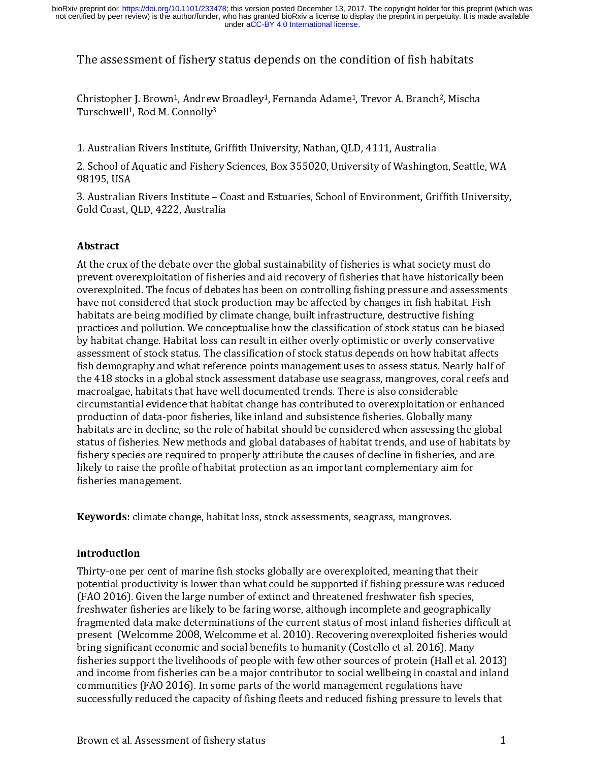# The assessment of fishery status depends on the condition of fish habitats

Christopher J. Brown[1], Andrew Broadley[1], Fernanda Adame[1], Trevor A. Branch[2], Mischa Turschwell[1], Rod M. Connolly[3]

1. Australian Rivers Institute, Griffith University, Nathan, QLD, 4111, Australia

2. School of Aquatic and Fishery Sciences, Box 355020, University of Washington, Seattle, WA 98195, USA

3. Australian Rivers Institute – Coast and Estuaries, School of Environment, Griffith University, Gold Coast, QLD, 4222, Australia

## Abstract

At the crux of the debate over the global sustainability of fisheries is what society must do prevent overexploitation of fisheries and aid recovery of fisheries that have historically been overexploited. The focus of debates has been on controlling fishing pressure and assessments have not considered that stock production may be affected by changes in fish habitat. Fish habitats are being modified by climate change, built infrastructure, destructive fishing practices and pollution. We conceptualise how the classification of stock status can be biased by habitat change. Habitat loss can result in either overly optimistic or overly conservative assessment of stock status. The classification of stock status depends on how habitat affects fish demography and what reference points management uses to assess status. Nearly half of the 418 stocks in a global stock assessment database use seagrass, mangroves, coral reefs and macroalgae, habitats that have well documented trends. There is also considerable circumstantial evidence that habitat change has contributed to overexploitation or enhanced production of data-poor fisheries, like inland and subsistence fisheries. Globally many habitats are in decline, so the role of habitat should be considered when assessing the global status of fisheries. New methods and global databases of habitat trends, and use of habitats by fishery species are required to properly attribute the causes of decline in fisheries, and are likely to raise the profile of habitat protection as an important complementary aim for fisheries management.

**Keywords**: climate change, habitat loss, stock assessments, seagrass, mangroves.

## Introduction

Thirty-one per cent of marine fish stocks globally are overexploited, meaning that their potential productivity is lower than what could be supported if fishing pressure was reduced (FAO 2016). Given the large number of extinct and threatened freshwater fish species, freshwater fisheries are likely to be faring worse, although incomplete and geographically fragmented data make determinations of the current status of most inland fisheries difficult at present (Welcomme 2008, Welcomme et al. 2010). Recovering overexploited fisheries would bring significant economic and social benefits to humanity (Costello et al. 2016). Many fisheries support the livelihoods of people with few other sources of protein (Hall et al. 2013) and income from fisheries can be a major contributor to social wellbeing in coastal and inland communities (FAO 2016). In some parts of the world management regulations have successfully reduced the capacity of fishing fleets and reduced fishing pressure to levels that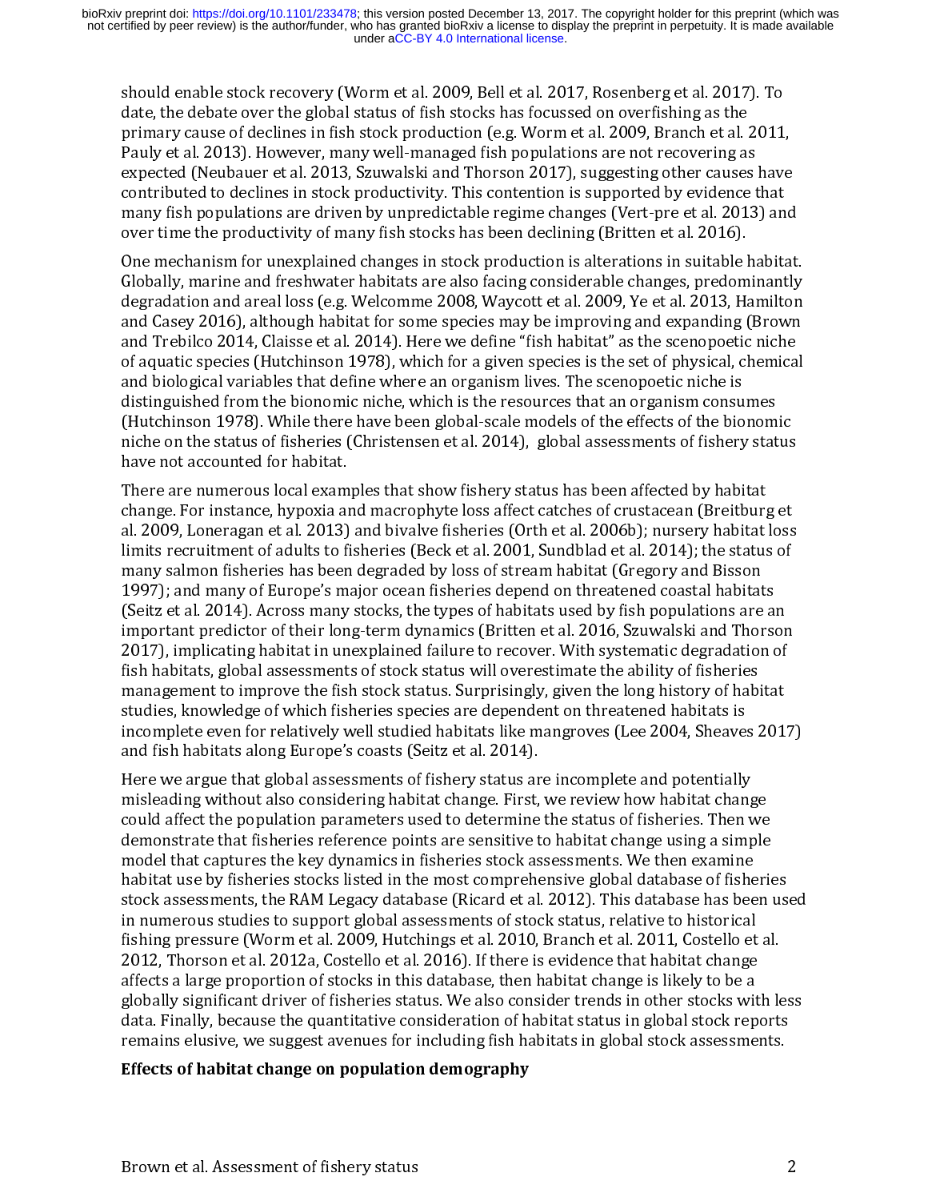should enable stock recovery (Worm et al. 2009, Bell et al. 2017, Rosenberg et al. 2017). To date, the debate over the global status of fish stocks has focussed on overfishing as the primary cause of declines in fish stock production (e.g. Worm et al. 2009, Branch et al. 2011, Pauly et al. 2013). However, many well-managed fish populations are not recovering as expected (Neubauer et al. 2013, Szuwalski and Thorson 2017), suggesting other causes have contributed to declines in stock productivity. This contention is supported by evidence that many fish populations are driven by unpredictable regime changes (Vert-pre et al. 2013) and over time the productivity of many fish stocks has been declining (Britten et al. 2016).

One mechanism for unexplained changes in stock production is alterations in suitable habitat. Globally, marine and freshwater habitats are also facing considerable changes, predominantly degradation and areal loss (e.g. Welcomme 2008, Waycott et al. 2009, Ye et al. 2013, Hamilton and Casey 2016), although habitat for some species may be improving and expanding (Brown and Trebilco 2014, Claisse et al. 2014). Here we define "fish habitat" as the scenopoetic niche of aquatic species (Hutchinson 1978), which for a given species is the set of physical, chemical and biological variables that define where an organism lives. The scenopoetic niche is distinguished from the bionomic niche, which is the resources that an organism consumes (Hutchinson 1978). While there have been global-scale models of the effects of the bionomic niche on the status of fisheries (Christensen et al. 2014), global assessments of fishery status have not accounted for habitat.

There are numerous local examples that show fishery status has been affected by habitat change. For instance, hypoxia and macrophyte loss affect catches of crustacean (Breitburg et al. 2009, Loneragan et al. 2013) and bivalve fisheries (Orth et al. 2006b); nursery habitat loss limits recruitment of adults to fisheries (Beck et al. 2001, Sundblad et al. 2014); the status of many salmon fisheries has been degraded by loss of stream habitat (Gregory and Bisson 1997); and many of Europe's major ocean fisheries depend on threatened coastal habitats (Seitz et al. 2014). Across many stocks, the types of habitats used by fish populations are an important predictor of their long-term dynamics (Britten et al. 2016, Szuwalski and Thorson 2017), implicating habitat in unexplained failure to recover. With systematic degradation of fish habitats, global assessments of stock status will overestimate the ability of fisheries management to improve the fish stock status. Surprisingly, given the long history of habitat studies, knowledge of which fisheries species are dependent on threatened habitats is incomplete even for relatively well studied habitats like mangroves (Lee 2004, Sheaves 2017) and fish habitats along Europe's coasts (Seitz et al. 2014).

Here we argue that global assessments of fishery status are incomplete and potentially misleading without also considering habitat change. First, we review how habitat change could affect the population parameters used to determine the status of fisheries. Then we demonstrate that fisheries reference points are sensitive to habitat change using a simple model that captures the key dynamics in fisheries stock assessments. We then examine habitat use by fisheries stocks listed in the most comprehensive global database of fisheries stock assessments, the RAM Legacy database (Ricard et al. 2012). This database has been used in numerous studies to support global assessments of stock status, relative to historical fishing pressure (Worm et al. 2009, Hutchings et al. 2010, Branch et al. 2011, Costello et al. 2012, Thorson et al. 2012a, Costello et al. 2016). If there is evidence that habitat change affects a large proportion of stocks in this database, then habitat change is likely to be a globally significant driver of fisheries status. We also consider trends in other stocks with less data. Finally, because the quantitative consideration of habitat status in global stock reports remains elusive, we suggest avenues for including fish habitats in global stock assessments.

## Effects of habitat change on population demography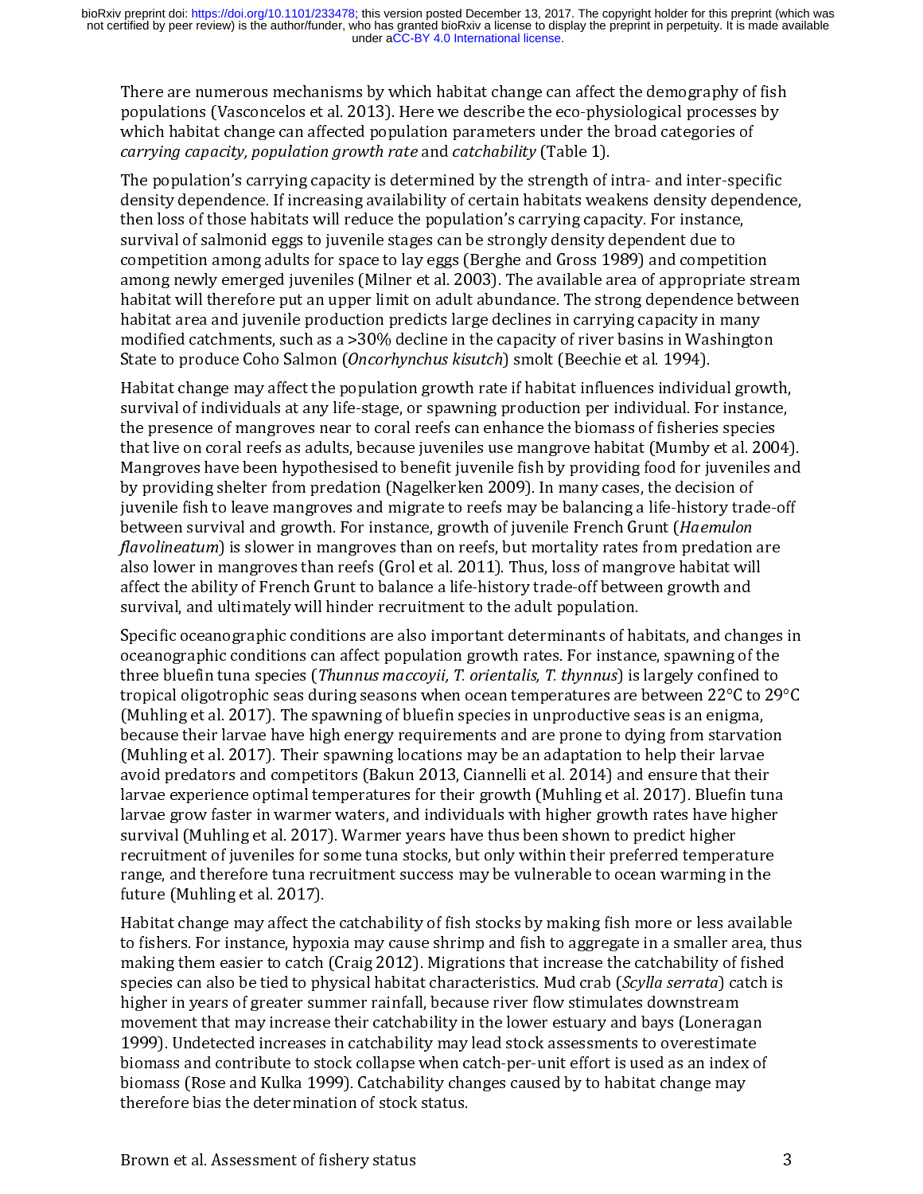There are numerous mechanisms by which habitat change can affect the demography of fish populations (Vasconcelos et al. 2013). Here we describe the eco-physiological processes by which habitat change can affected population parameters under the broad categories of *carrying capacity, population growth rate* and *catchability* (Table 1).

The population's carrying capacity is determined by the strength of intra- and inter-specific density dependence. If increasing availability of certain habitats weakens density dependence, then loss of those habitats will reduce the population's carrying capacity. For instance, survival of salmonid eggs to juvenile stages can be strongly density dependent due to competition among adults for space to lay eggs (Berghe and Gross 1989) and competition among newly emerged juveniles (Milner et al. 2003). The available area of appropriate stream habitat will therefore put an upper limit on adult abundance. The strong dependence between habitat area and juvenile production predicts large declines in carrying capacity in many modified catchments, such as a >30% decline in the capacity of river basins in Washington State to produce Coho Salmon (*Oncorhynchus kisutch*) smolt (Beechie et al. 1994).

Habitat change may affect the population growth rate if habitat influences individual growth, survival of individuals at any life-stage, or spawning production per individual. For instance, the presence of mangroves near to coral reefs can enhance the biomass of fisheries species that live on coral reefs as adults, because juveniles use mangrove habitat (Mumby et al. 2004). Mangroves have been hypothesised to benefit juvenile fish by providing food for juveniles and by providing shelter from predation (Nagelkerken 2009). In many cases, the decision of juvenile fish to leave mangroves and migrate to reefs may be balancing a life-history trade-off between survival and growth. For instance, growth of juvenile French Grunt (*Haemulon flavolineatum*) is slower in mangroves than on reefs, but mortality rates from predation are also lower in mangroves than reefs (Grol et al. 2011). Thus, loss of mangrove habitat will affect the ability of French Grunt to balance a life-history trade-off between growth and survival, and ultimately will hinder recruitment to the adult population.

Specific oceanographic conditions are also important determinants of habitats, and changes in oceanographic conditions can affect population growth rates. For instance, spawning of the three bluefin tuna species (*Thunnus maccoyii, T. orientalis, T. thynnus*) is largely confined to tropical oligotrophic seas during seasons when ocean temperatures are between 22°C to 29°C (Muhling et al. 2017). The spawning of bluefin species in unproductive seas is an enigma, because their larvae have high energy requirements and are prone to dying from starvation (Muhling et al. 2017). Their spawning locations may be an adaptation to help their larvae avoid predators and competitors (Bakun 2013, Ciannelli et al. 2014) and ensure that their larvae experience optimal temperatures for their growth (Muhling et al. 2017). Bluefin tuna larvae grow faster in warmer waters, and individuals with higher growth rates have higher survival (Muhling et al. 2017). Warmer years have thus been shown to predict higher recruitment of juveniles for some tuna stocks, but only within their preferred temperature range, and therefore tuna recruitment success may be vulnerable to ocean warming in the future (Muhling et al. 2017).

Habitat change may affect the catchability of fish stocks by making fish more or less available to fishers. For instance, hypoxia may cause shrimp and fish to aggregate in a smaller area, thus making them easier to catch (Craig 2012). Migrations that increase the catchability of fished species can also be tied to physical habitat characteristics. Mud crab (*Scylla serrata*) catch is higher in years of greater summer rainfall, because river flow stimulates downstream movement that may increase their catchability in the lower estuary and bays (Loneragan 1999). Undetected increases in catchability may lead stock assessments to overestimate biomass and contribute to stock collapse when catch-per-unit effort is used as an index of biomass (Rose and Kulka 1999). Catchability changes caused by to habitat change may therefore bias the determination of stock status.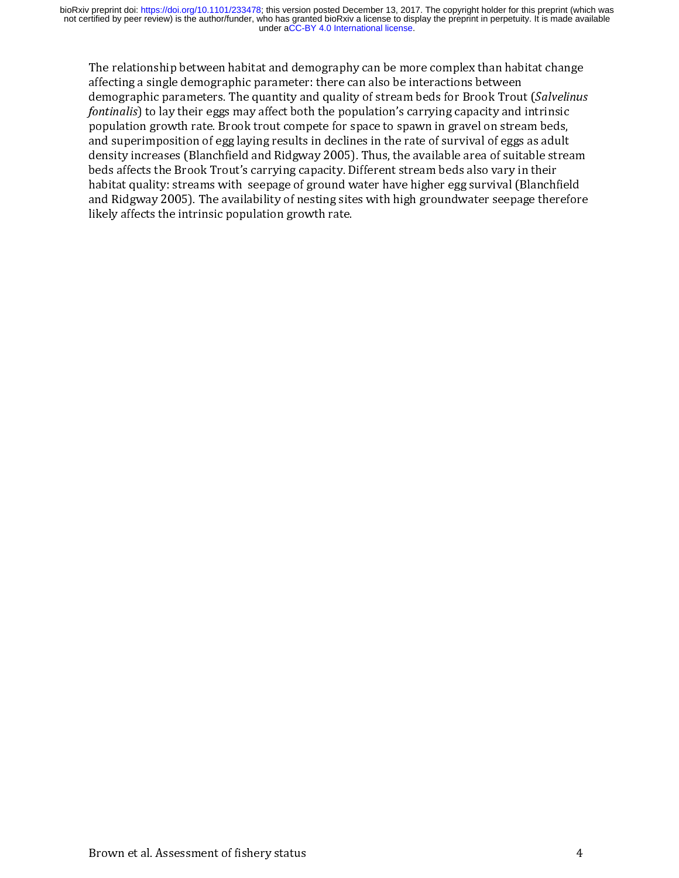The relationship between habitat and demography can be more complex than habitat change affecting a single demographic parameter: there can also be interactions between demographic parameters. The quantity and quality of stream beds for Brook Trout (*Salvelinus fontinalis*) to lay their eggs may affect both the population's carrying capacity and intrinsic population growth rate. Brook trout compete for space to spawn in gravel on stream beds, and superimposition of egg laying results in declines in the rate of survival of eggs as adult density increases (Blanchfield and Ridgway 2005). Thus, the available area of suitable stream beds affects the Brook Trout's carrying capacity. Different stream beds also vary in their habitat quality: streams with seepage of ground water have higher egg survival (Blanchfield and Ridgway 2005). The availability of nesting sites with high groundwater seepage therefore likely affects the intrinsic population growth rate.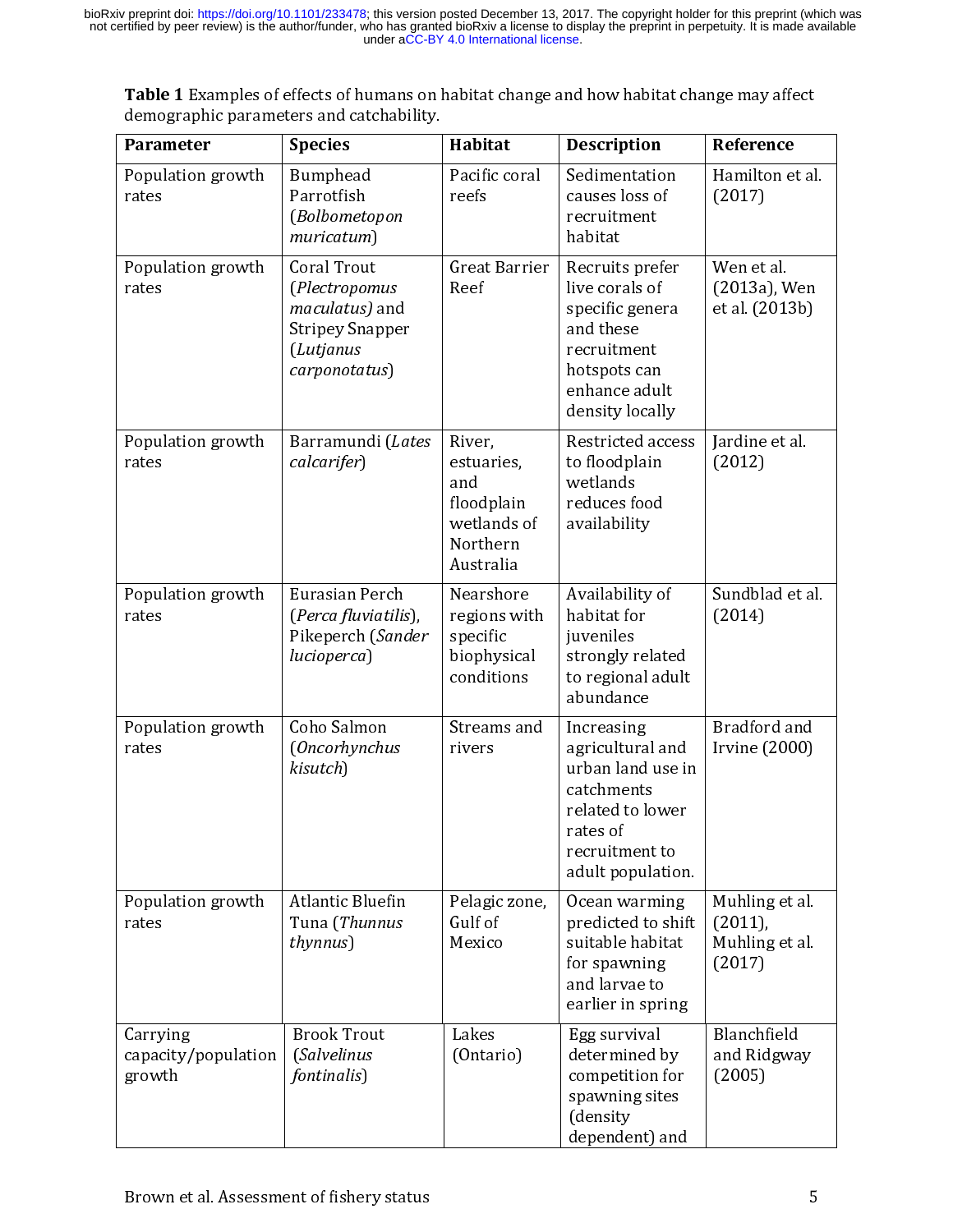**Table 1** Examples of effects of humans on habitat change and how habitat change may affect demographic parameters and catchability.

| Parameter | Species | Habitat | Description | Reference |
|---|---|---|---|---|
| Population growth rates | Bumphead Parrotfish (*Bolbometopon muricatum*) | Pacific coral reefs | Sedimentation causes loss of recruitment habitat | Hamilton et al. (2017) |
| Population growth rates | Coral Trout (*Plectropomus maculatus)* and Stripey Snapper (*Lutjanus carponotatus*) | Great Barrier Reef | Recruits prefer live corals of specific genera and these recruitment hotspots can enhance adult density locally | Wen et al. (2013a), Wen et al. (2013b) |
| Population growth rates | Barramundi (*Lates calcarifer*) | River, estuaries, and floodplain wetlands of Northern Australia | Restricted access to floodplain wetlands reduces food availability | Jardine et al. (2012) |
| Population growth rates | Eurasian Perch (*Perca fluviatilis*), Pikeperch (*Sander lucioperca*) | Nearshore regions with specific biophysical conditions | Availability of habitat for juveniles strongly related to regional adult abundance | Sundblad et al. (2014) |
| Population growth rates | Coho Salmon (*Oncorhynchus kisutch*) | Streams and rivers | Increasing agricultural and urban land use in catchments related to lower rates of recruitment to adult population. | Bradford and Irvine (2000) |
| Population growth rates | Atlantic Bluefin Tuna (*Thunnus thynnus*) | Pelagic zone, Gulf of Mexico | Ocean warming predicted to shift suitable habitat for spawning and larvae to earlier in spring | Muhling et al. (2011), Muhling et al. (2017) |
| Carrying capacity/population growth | Brook Trout (*Salvelinus fontinalis*) | Lakes (Ontario) | Egg survival determined by competition for spawning sites (density dependent) and | Blanchfield and Ridgway (2005) |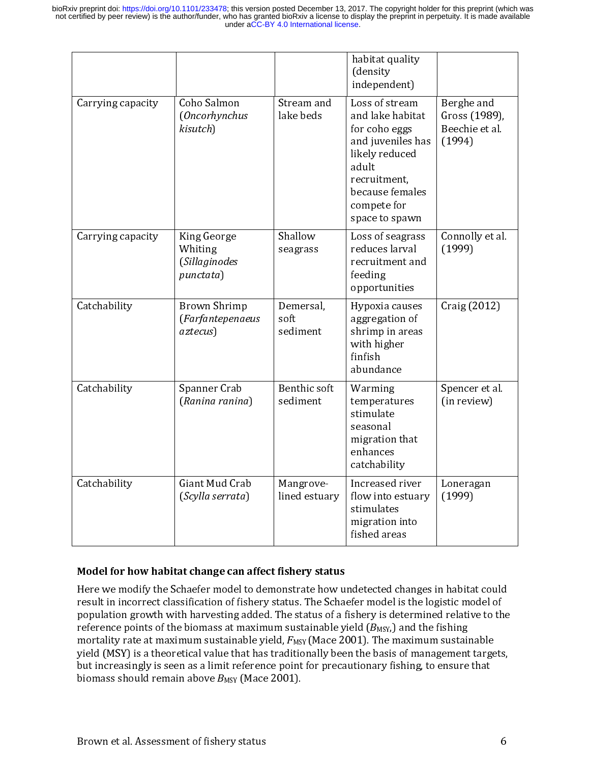| | | | | |
|---|---|---|---|---|
| | | | habitat quality (density independent) | |
| Carrying capacity | Coho Salmon (*Oncorhynchus kisutch*) | Stream and lake beds | Loss of stream and lake habitat for coho eggs and juveniles has likely reduced adult recruitment, because females compete for space to spawn | Berghe and Gross (1989), Beechie et al. (1994) |
| Carrying capacity | King George Whiting (*Sillaginodes punctata*) | Shallow seagrass | Loss of seagrass reduces larval recruitment and feeding opportunities | Connolly et al. (1999) |
| Catchability | Brown Shrimp (*Farfantepenaeus aztecus*) | Demersal, soft sediment | Hypoxia causes aggregation of shrimp in areas with higher finfish abundance | Craig (2012) |
| Catchability | Spanner Crab (*Ranina ranina*) | Benthic soft sediment | Warming temperatures stimulate seasonal migration that enhances catchability | Spencer et al. (in review) |
| Catchability | Giant Mud Crab (*Scylla serrata*) | Mangrove-lined estuary | Increased river flow into estuary stimulates migration into fished areas | Loneragan (1999) |

**Model for how habitat change can affect fishery status**

Here we modify the Schaefer model to demonstrate how undetected changes in habitat could result in incorrect classification of fishery status. The Schaefer model is the logistic model of population growth with harvesting added. The status of a fishery is determined relative to the reference points of the biomass at maximum sustainable yield ($B_{MSY}$,) and the fishing mortality rate at maximum sustainable yield, $F_{MSY}$ (Mace 2001). The maximum sustainable yield (MSY) is a theoretical value that has traditionally been the basis of management targets, but increasingly is seen as a limit reference point for precautionary fishing, to ensure that biomass should remain above $B_{MSY}$ (Mace 2001).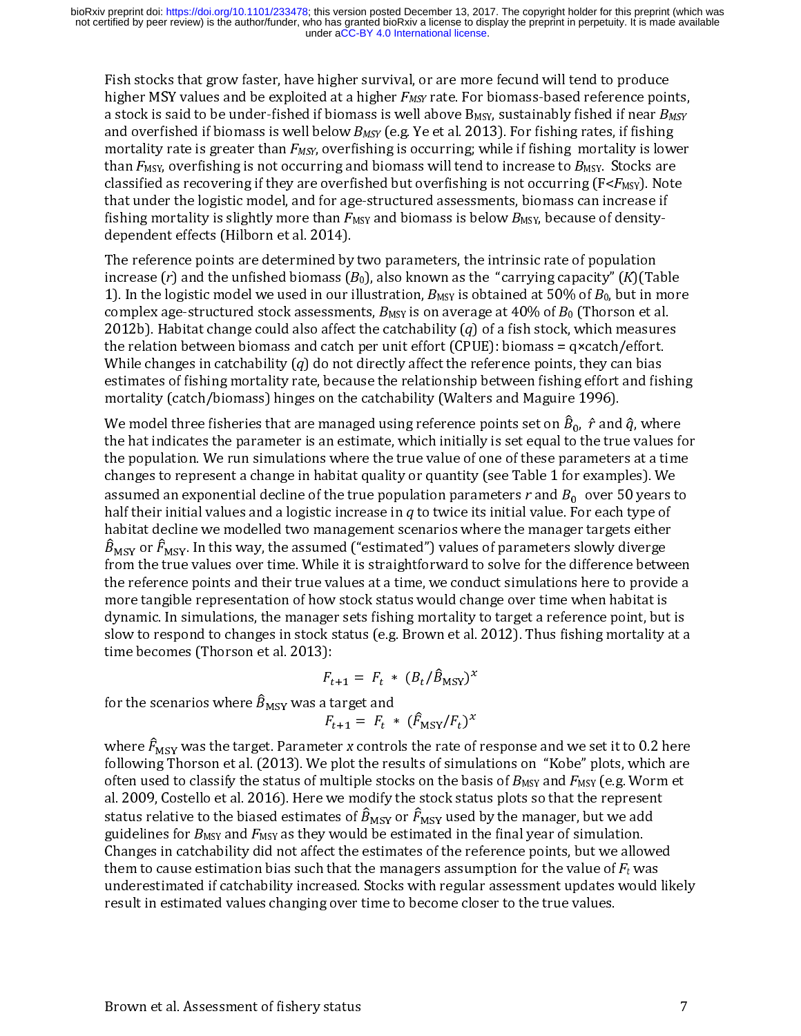Fish stocks that grow faster, have higher survival, or are more fecund will tend to produce higher MSY values and be exploited at a higher $F_{MSY}$ rate. For biomass-based reference points, a stock is said to be under-fished if biomass is well above $B_{MSY}$, sustainably fished if near $B_{MSY}$ and overfished if biomass is well below $B_{MSY}$ (e.g. Ye et al. 2013). For fishing rates, if fishing mortality rate is greater than $F_{MSY}$, overfishing is occurring; while if fishing mortality is lower than $F_{MSY}$, overfishing is not occurring and biomass will tend to increase to $B_{MSY}$. Stocks are classified as recovering if they are overfished but overfishing is not occurring ($F<F_{MSY}$). Note that under the logistic model, and for age-structured assessments, biomass can increase if fishing mortality is slightly more than $F_{MSY}$ and biomass is below $B_{MSY}$, because of density-dependent effects (Hilborn et al. 2014).

The reference points are determined by two parameters, the intrinsic rate of population increase ($r$) and the unfished biomass ($B_0$), also known as the "carrying capacity" ($K$)(Table 1). In the logistic model we used in our illustration, $B_{MSY}$ is obtained at 50% of $B_0$, but in more complex age-structured stock assessments, $B_{MSY}$ is on average at 40% of $B_0$ (Thorson et al. 2012b). Habitat change could also affect the catchability ($q$) of a fish stock, which measures the relation between biomass and catch per unit effort (CPUE): biomass = q×catch/effort. While changes in catchability ($q$) do not directly affect the reference points, they can bias estimates of fishing mortality rate, because the relationship between fishing effort and fishing mortality (catch/biomass) hinges on the catchability (Walters and Maguire 1996).

We model three fisheries that are managed using reference points set on $\hat{B}_0$, $\hat{r}$ and $\hat{q}$, where the hat indicates the parameter is an estimate, which initially is set equal to the true values for the population. We run simulations where the true value of one of these parameters at a time changes to represent a change in habitat quality or quantity (see Table 1 for examples). We assumed an exponential decline of the true population parameters $r$ and $B_0$ over 50 years to half their initial values and a logistic increase in $q$ to twice its initial value. For each type of habitat decline we modelled two management scenarios where the manager targets either $\hat{B}_{\text{MSY}}$ or $\hat{F}_{\text{MSY}}$. In this way, the assumed ("estimated") values of parameters slowly diverge from the true values over time. While it is straightforward to solve for the difference between the reference points and their true values at a time, we conduct simulations here to provide a more tangible representation of how stock status would change over time when habitat is dynamic. In simulations, the manager sets fishing mortality to target a reference point, but is slow to respond to changes in stock status (e.g. Brown et al. 2012). Thus fishing mortality at a time becomes (Thorson et al. 2013):

$$F_{t+1} = F_t * (B_t/\hat{B}_{\text{MSY}})^x$$

for the scenarios where $\hat{B}_{\text{MSY}}$ was a target and

$$F_{t+1} = F_t * (\hat{F}_{\text{MSY}}/F_t)^x$$

where $\hat{F}_{\text{MSY}}$ was the target. Parameter $x$ controls the rate of response and we set it to 0.2 here following Thorson et al. (2013). We plot the results of simulations on "Kobe" plots, which are often used to classify the status of multiple stocks on the basis of $B_{MSY}$ and $F_{MSY}$ (e.g. Worm et al. 2009, Costello et al. 2016). Here we modify the stock status plots so that the represent status relative to the biased estimates of $\hat{B}_{\text{MSY}}$ or $\hat{F}_{\text{MSY}}$ used by the manager, but we add guidelines for $B_{MSY}$ and $F_{MSY}$ as they would be estimated in the final year of simulation. Changes in catchability did not affect the estimates of the reference points, but we allowed them to cause estimation bias such that the managers assumption for the value of $F_t$ was underestimated if catchability increased. Stocks with regular assessment updates would likely result in estimated values changing over time to become closer to the true values.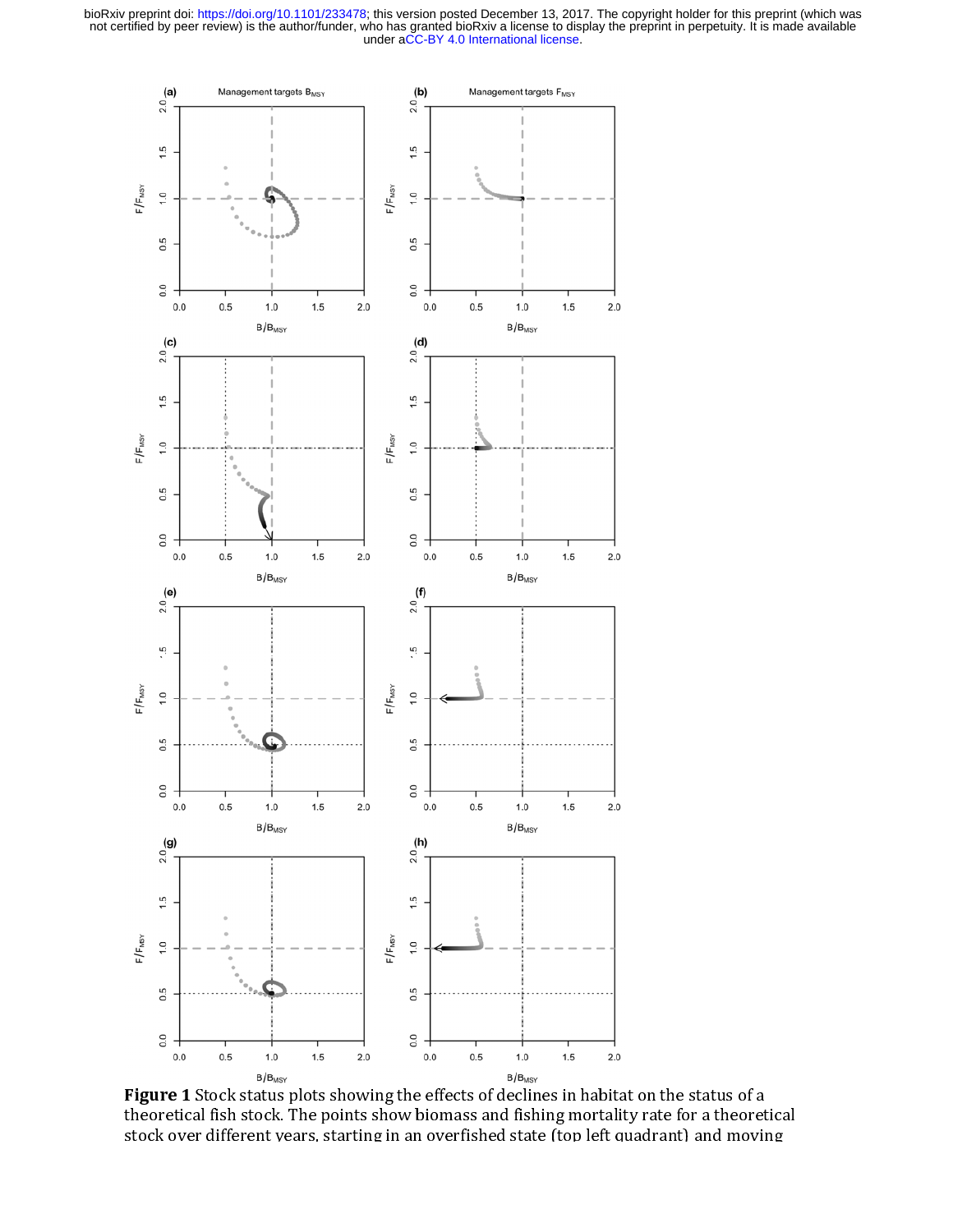(a) Management targets $B_{MSY}$

(b) Management targets $F_{MSY}$

(c)

(d)

(e)

(f)

(g)

(h)

$F/F_{MSY}$

$B/B_{MSY}$

0.0 0.5 1.0 1.5 2.0

**Figure 1** Stock status plots showing the effects of declines in habitat on the status of a theoretical fish stock. The points show biomass and fishing mortality rate for a theoretical stock over different years, starting in an overfished state (top left quadrant) and moving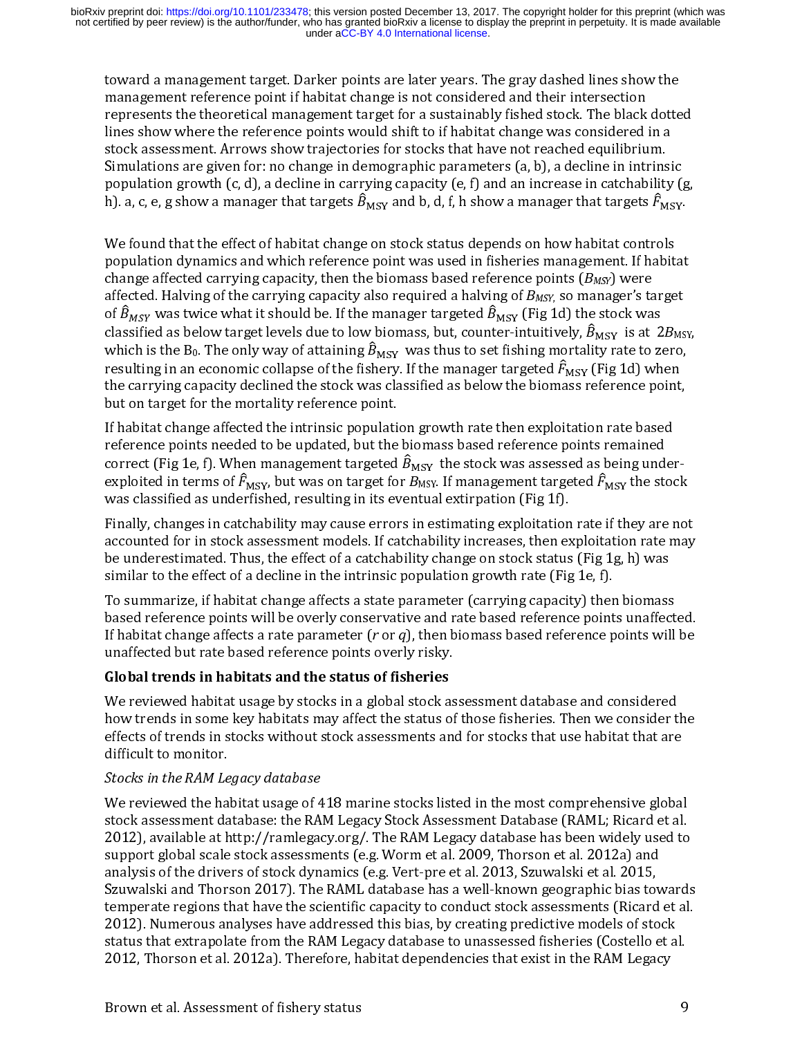toward a management target. Darker points are later years. The gray dashed lines show the management reference point if habitat change is not considered and their intersection represents the theoretical management target for a sustainably fished stock. The black dotted lines show where the reference points would shift to if habitat change was considered in a stock assessment. Arrows show trajectories for stocks that have not reached equilibrium. Simulations are given for: no change in demographic parameters (a, b), a decline in intrinsic population growth (c, d), a decline in carrying capacity (e, f) and an increase in catchability (g, h). a, c, e, g show a manager that targets $\hat{B}_{\mathrm{MSY}}$ and b, d, f, h show a manager that targets $\hat{F}_{\mathrm{MSY}}$.

We found that the effect of habitat change on stock status depends on how habitat controls population dynamics and which reference point was used in fisheries management. If habitat change affected carrying capacity, then the biomass based reference points ($B_{MSY}$) were affected. Halving of the carrying capacity also required a halving of $B_{MSY}$, so manager's target of $\hat{B}_{MSY}$ was twice what it should be. If the manager targeted $\hat{B}_{\mathrm{MSY}}$ (Fig 1d) the stock was classified as below target levels due to low biomass, but, counter-intuitively, $\hat{B}_{\mathrm{MSY}}$ is at $2B_{\mathrm{MSY}}$, which is the $B_0$. The only way of attaining $\hat{B}_{\mathrm{MSY}}$ was thus to set fishing mortality rate to zero, resulting in an economic collapse of the fishery. If the manager targeted $\hat{F}_{\mathrm{MSY}}$ (Fig 1d) when the carrying capacity declined the stock was classified as below the biomass reference point, but on target for the mortality reference point.

If habitat change affected the intrinsic population growth rate then exploitation rate based reference points needed to be updated, but the biomass based reference points remained correct (Fig 1e, f). When management targeted $\hat{B}_{\mathrm{MSY}}$ the stock was assessed as being under-exploited in terms of $\hat{F}_{\mathrm{MSY}}$, but was on target for $B_{\mathrm{MSY}}$. If management targeted $\hat{F}_{\mathrm{MSY}}$ the stock was classified as underfished, resulting in its eventual extirpation (Fig 1f).

Finally, changes in catchability may cause errors in estimating exploitation rate if they are not accounted for in stock assessment models. If catchability increases, then exploitation rate may be underestimated. Thus, the effect of a catchability change on stock status (Fig 1g, h) was similar to the effect of a decline in the intrinsic population growth rate (Fig 1e, f).

To summarize, if habitat change affects a state parameter (carrying capacity) then biomass based reference points will be overly conservative and rate based reference points unaffected. If habitat change affects a rate parameter ($r$ or $q$), then biomass based reference points will be unaffected but rate based reference points overly risky.

## Global trends in habitats and the status of fisheries

We reviewed habitat usage by stocks in a global stock assessment database and considered how trends in some key habitats may affect the status of those fisheries. Then we consider the effects of trends in stocks without stock assessments and for stocks that use habitat that are difficult to monitor.

### *Stocks in the RAM Legacy database*

We reviewed the habitat usage of 418 marine stocks listed in the most comprehensive global stock assessment database: the RAM Legacy Stock Assessment Database (RAML; Ricard et al. 2012), available at http://ramlegacy.org/. The RAM Legacy database has been widely used to support global scale stock assessments (e.g. Worm et al. 2009, Thorson et al. 2012a) and analysis of the drivers of stock dynamics (e.g. Vert-pre et al. 2013, Szuwalski et al. 2015, Szuwalski and Thorson 2017). The RAML database has a well-known geographic bias towards temperate regions that have the scientific capacity to conduct stock assessments (Ricard et al. 2012). Numerous analyses have addressed this bias, by creating predictive models of stock status that extrapolate from the RAM Legacy database to unassessed fisheries (Costello et al. 2012, Thorson et al. 2012a). Therefore, habitat dependencies that exist in the RAM Legacy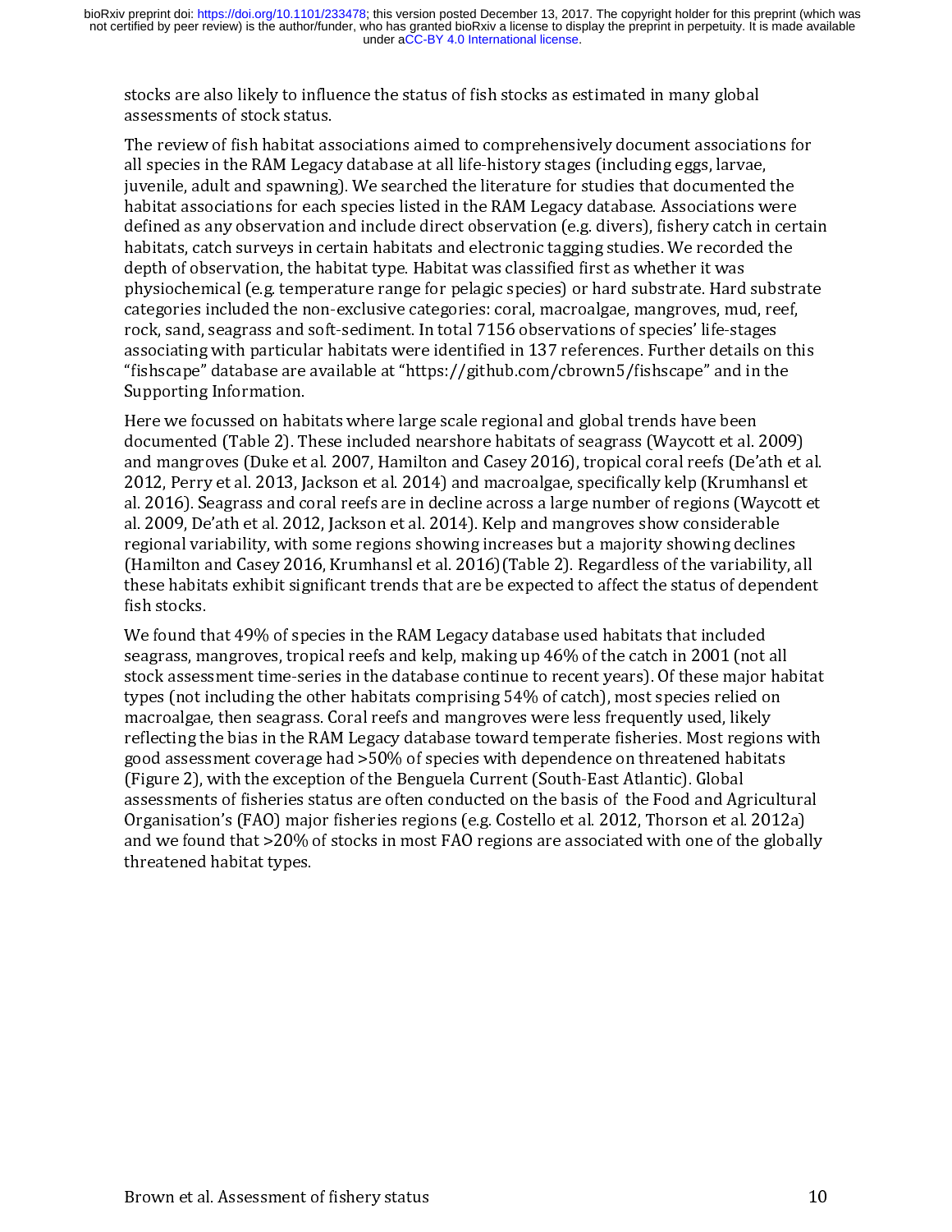stocks are also likely to influence the status of fish stocks as estimated in many global assessments of stock status.

The review of fish habitat associations aimed to comprehensively document associations for all species in the RAM Legacy database at all life-history stages (including eggs, larvae, juvenile, adult and spawning). We searched the literature for studies that documented the habitat associations for each species listed in the RAM Legacy database. Associations were defined as any observation and include direct observation (e.g. divers), fishery catch in certain habitats, catch surveys in certain habitats and electronic tagging studies. We recorded the depth of observation, the habitat type. Habitat was classified first as whether it was physiochemical (e.g. temperature range for pelagic species) or hard substrate. Hard substrate categories included the non-exclusive categories: coral, macroalgae, mangroves, mud, reef, rock, sand, seagrass and soft-sediment. In total 7156 observations of species' life-stages associating with particular habitats were identified in 137 references. Further details on this "fishscape" database are available at "https://github.com/cbrown5/fishscape" and in the Supporting Information.

Here we focussed on habitats where large scale regional and global trends have been documented (Table 2). These included nearshore habitats of seagrass (Waycott et al. 2009) and mangroves (Duke et al. 2007, Hamilton and Casey 2016), tropical coral reefs (De'ath et al. 2012, Perry et al. 2013, Jackson et al. 2014) and macroalgae, specifically kelp (Krumhansl et al. 2016). Seagrass and coral reefs are in decline across a large number of regions (Waycott et al. 2009, De'ath et al. 2012, Jackson et al. 2014). Kelp and mangroves show considerable regional variability, with some regions showing increases but a majority showing declines (Hamilton and Casey 2016, Krumhansl et al. 2016)(Table 2). Regardless of the variability, all these habitats exhibit significant trends that are be expected to affect the status of dependent fish stocks.

We found that 49% of species in the RAM Legacy database used habitats that included seagrass, mangroves, tropical reefs and kelp, making up 46% of the catch in 2001 (not all stock assessment time-series in the database continue to recent years). Of these major habitat types (not including the other habitats comprising 54% of catch), most species relied on macroalgae, then seagrass. Coral reefs and mangroves were less frequently used, likely reflecting the bias in the RAM Legacy database toward temperate fisheries. Most regions with good assessment coverage had >50% of species with dependence on threatened habitats (Figure 2), with the exception of the Benguela Current (South-East Atlantic). Global assessments of fisheries status are often conducted on the basis of the Food and Agricultural Organisation's (FAO) major fisheries regions (e.g. Costello et al. 2012, Thorson et al. 2012a) and we found that >20% of stocks in most FAO regions are associated with one of the globally threatened habitat types.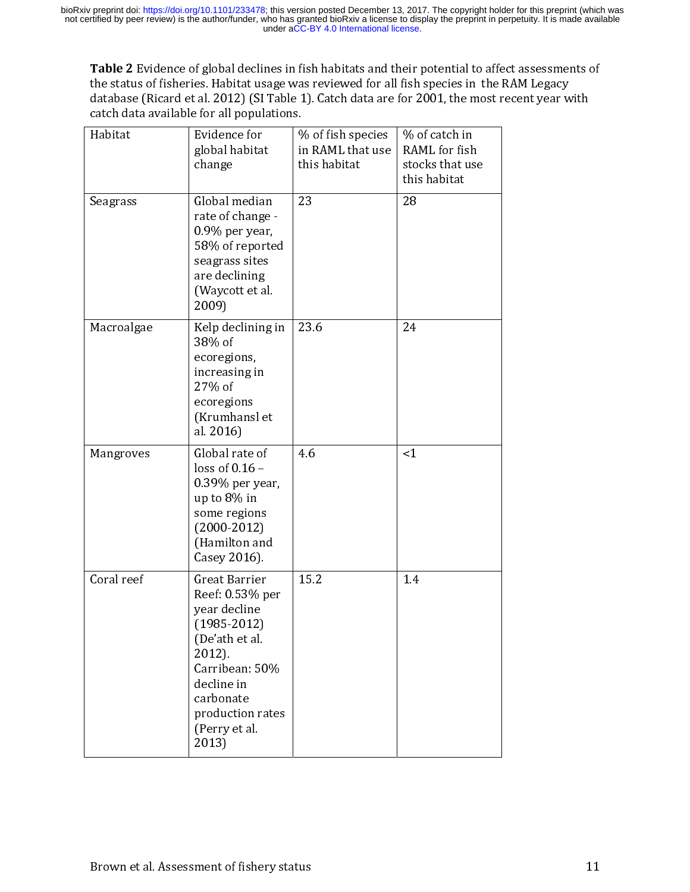**Table 2** Evidence of global declines in fish habitats and their potential to affect assessments of the status of fisheries. Habitat usage was reviewed for all fish species in the RAM Legacy database (Ricard et al. 2012) (SI Table 1). Catch data are for 2001, the most recent year with catch data available for all populations.

| Habitat | Evidence for global habitat change | % of fish species in RAML that use this habitat | % of catch in RAML for fish stocks that use this habitat |
|---|---|---|---|
| Seagrass | Global median rate of change -0.9% per year, 58% of reported seagrass sites are declining (Waycott et al. 2009) | 23 | 28 |
| Macroalgae | Kelp declining in 38% of ecoregions, increasing in 27% of ecoregions (Krumhansl et al. 2016) | 23.6 | 24 |
| Mangroves | Global rate of loss of 0.16 – 0.39% per year, up to 8% in some regions (2000-2012) (Hamilton and Casey 2016). | 4.6 | <1 |
| Coral reef | Great Barrier Reef: 0.53% per year decline (1985-2012) (De'ath et al. 2012). Carribean: 50% decline in carbonate production rates (Perry et al. 2013) | 15.2 | 1.4 |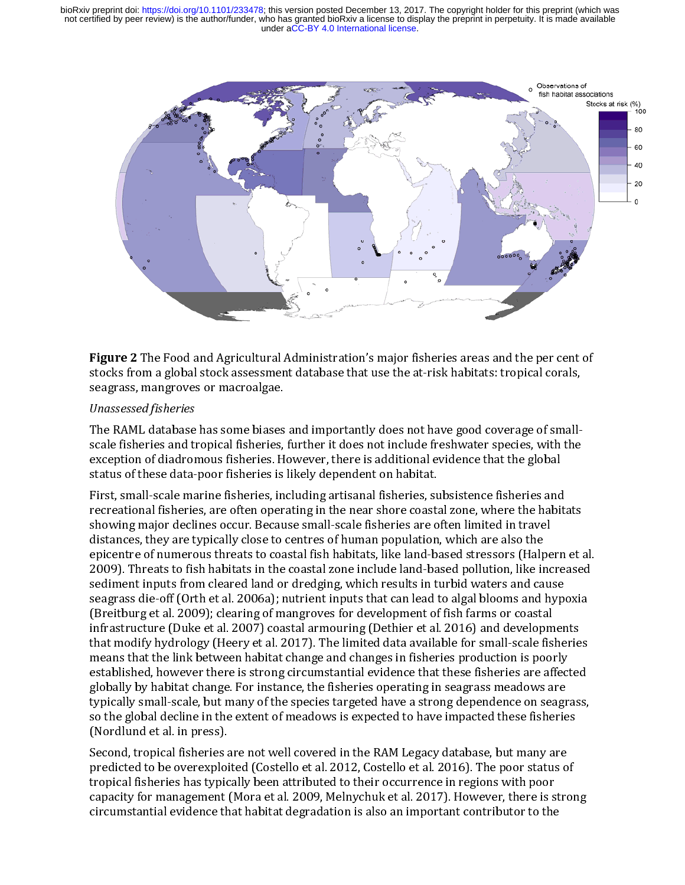Observations of fish habitat associations

Stocks at risk (%)

100

80

60

40

20

0

**Figure 2** The Food and Agricultural Administration's major fisheries areas and the per cent of stocks from a global stock assessment database that use the at-risk habitats: tropical corals, seagrass, mangroves or macroalgae.

*Unassessed fisheries*

The RAML database has some biases and importantly does not have good coverage of small-scale fisheries and tropical fisheries, further it does not include freshwater species, with the exception of diadromous fisheries. However, there is additional evidence that the global status of these data-poor fisheries is likely dependent on habitat.

First, small-scale marine fisheries, including artisanal fisheries, subsistence fisheries and recreational fisheries, are often operating in the near shore coastal zone, where the habitats showing major declines occur. Because small-scale fisheries are often limited in travel distances, they are typically close to centres of human population, which are also the epicentre of numerous threats to coastal fish habitats, like land-based stressors (Halpern et al. 2009). Threats to fish habitats in the coastal zone include land-based pollution, like increased sediment inputs from cleared land or dredging, which results in turbid waters and cause seagrass die-off (Orth et al. 2006a); nutrient inputs that can lead to algal blooms and hypoxia (Breitburg et al. 2009); clearing of mangroves for development of fish farms or coastal infrastructure (Duke et al. 2007) coastal armouring (Dethier et al. 2016) and developments that modify hydrology (Heery et al. 2017). The limited data available for small-scale fisheries means that the link between habitat change and changes in fisheries production is poorly established, however there is strong circumstantial evidence that these fisheries are affected globally by habitat change. For instance, the fisheries operating in seagrass meadows are typically small-scale, but many of the species targeted have a strong dependence on seagrass, so the global decline in the extent of meadows is expected to have impacted these fisheries (Nordlund et al. in press).

Second, tropical fisheries are not well covered in the RAM Legacy database, but many are predicted to be overexploited (Costello et al. 2012, Costello et al. 2016). The poor status of tropical fisheries has typically been attributed to their occurrence in regions with poor capacity for management (Mora et al. 2009, Melnychuk et al. 2017). However, there is strong circumstantial evidence that habitat degradation is also an important contributor to the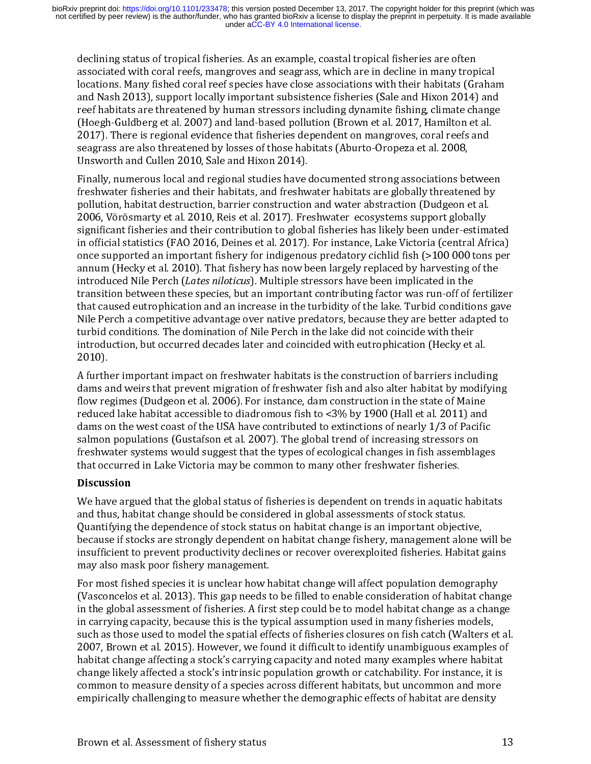declining status of tropical fisheries. As an example, coastal tropical fisheries are often associated with coral reefs, mangroves and seagrass, which are in decline in many tropical locations. Many fished coral reef species have close associations with their habitats (Graham and Nash 2013), support locally important subsistence fisheries (Sale and Hixon 2014) and reef habitats are threatened by human stressors including dynamite fishing, climate change (Hoegh-Guldberg et al. 2007) and land-based pollution (Brown et al. 2017, Hamilton et al. 2017). There is regional evidence that fisheries dependent on mangroves, coral reefs and seagrass are also threatened by losses of those habitats (Aburto-Oropeza et al. 2008, Unsworth and Cullen 2010, Sale and Hixon 2014).

Finally, numerous local and regional studies have documented strong associations between freshwater fisheries and their habitats, and freshwater habitats are globally threatened by pollution, habitat destruction, barrier construction and water abstraction (Dudgeon et al. 2006, Vörösmarty et al. 2010, Reis et al. 2017). Freshwater ecosystems support globally significant fisheries and their contribution to global fisheries has likely been under-estimated in official statistics (FAO 2016, Deines et al. 2017). For instance, Lake Victoria (central Africa) once supported an important fishery for indigenous predatory cichlid fish (>100 000 tons per annum (Hecky et al. 2010). That fishery has now been largely replaced by harvesting of the introduced Nile Perch (*Lates niloticus*). Multiple stressors have been implicated in the transition between these species, but an important contributing factor was run-off of fertilizer that caused eutrophication and an increase in the turbidity of the lake. Turbid conditions gave Nile Perch a competitive advantage over native predators, because they are better adapted to turbid conditions. The domination of Nile Perch in the lake did not coincide with their introduction, but occurred decades later and coincided with eutrophication (Hecky et al. 2010).

A further important impact on freshwater habitats is the construction of barriers including dams and weirs that prevent migration of freshwater fish and also alter habitat by modifying flow regimes (Dudgeon et al. 2006). For instance, dam construction in the state of Maine reduced lake habitat accessible to diadromous fish to <3% by 1900 (Hall et al. 2011) and dams on the west coast of the USA have contributed to extinctions of nearly 1/3 of Pacific salmon populations (Gustafson et al. 2007). The global trend of increasing stressors on freshwater systems would suggest that the types of ecological changes in fish assemblages that occurred in Lake Victoria may be common to many other freshwater fisheries.

## Discussion

We have argued that the global status of fisheries is dependent on trends in aquatic habitats and thus, habitat change should be considered in global assessments of stock status. Quantifying the dependence of stock status on habitat change is an important objective, because if stocks are strongly dependent on habitat change fishery, management alone will be insufficient to prevent productivity declines or recover overexploited fisheries. Habitat gains may also mask poor fishery management.

For most fished species it is unclear how habitat change will affect population demography (Vasconcelos et al. 2013). This gap needs to be filled to enable consideration of habitat change in the global assessment of fisheries. A first step could be to model habitat change as a change in carrying capacity, because this is the typical assumption used in many fisheries models, such as those used to model the spatial effects of fisheries closures on fish catch (Walters et al. 2007, Brown et al. 2015). However, we found it difficult to identify unambiguous examples of habitat change affecting a stock's carrying capacity and noted many examples where habitat change likely affected a stock's intrinsic population growth or catchability. For instance, it is common to measure density of a species across different habitats, but uncommon and more empirically challenging to measure whether the demographic effects of habitat are density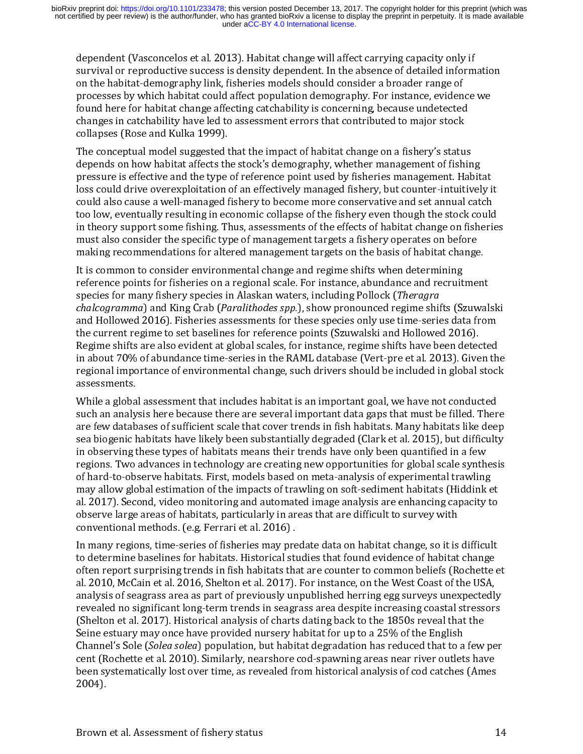dependent (Vasconcelos et al. 2013). Habitat change will affect carrying capacity only if survival or reproductive success is density dependent. In the absence of detailed information on the habitat-demography link, fisheries models should consider a broader range of processes by which habitat could affect population demography. For instance, evidence we found here for habitat change affecting catchability is concerning, because undetected changes in catchability have led to assessment errors that contributed to major stock collapses (Rose and Kulka 1999).

The conceptual model suggested that the impact of habitat change on a fishery's status depends on how habitat affects the stock's demography, whether management of fishing pressure is effective and the type of reference point used by fisheries management. Habitat loss could drive overexploitation of an effectively managed fishery, but counter-intuitively it could also cause a well-managed fishery to become more conservative and set annual catch too low, eventually resulting in economic collapse of the fishery even though the stock could in theory support some fishing. Thus, assessments of the effects of habitat change on fisheries must also consider the specific type of management targets a fishery operates on before making recommendations for altered management targets on the basis of habitat change.

It is common to consider environmental change and regime shifts when determining reference points for fisheries on a regional scale. For instance, abundance and recruitment species for many fishery species in Alaskan waters, including Pollock (*Theragra chalcogramma*) and King Crab (*Paralithodes spp.*), show pronounced regime shifts (Szuwalski and Hollowed 2016). Fisheries assessments for these species only use time-series data from the current regime to set baselines for reference points (Szuwalski and Hollowed 2016). Regime shifts are also evident at global scales, for instance, regime shifts have been detected in about 70% of abundance time-series in the RAML database (Vert-pre et al. 2013). Given the regional importance of environmental change, such drivers should be included in global stock assessments.

While a global assessment that includes habitat is an important goal, we have not conducted such an analysis here because there are several important data gaps that must be filled. There are few databases of sufficient scale that cover trends in fish habitats. Many habitats like deep sea biogenic habitats have likely been substantially degraded (Clark et al. 2015), but difficulty in observing these types of habitats means their trends have only been quantified in a few regions. Two advances in technology are creating new opportunities for global scale synthesis of hard-to-observe habitats. First, models based on meta-analysis of experimental trawling may allow global estimation of the impacts of trawling on soft-sediment habitats (Hiddink et al. 2017). Second, video monitoring and automated image analysis are enhancing capacity to observe large areas of habitats, particularly in areas that are difficult to survey with conventional methods. (e.g. Ferrari et al. 2016) .

In many regions, time-series of fisheries may predate data on habitat change, so it is difficult to determine baselines for habitats. Historical studies that found evidence of habitat change often report surprising trends in fish habitats that are counter to common beliefs (Rochette et al. 2010, McCain et al. 2016, Shelton et al. 2017). For instance, on the West Coast of the USA, analysis of seagrass area as part of previously unpublished herring egg surveys unexpectedly revealed no significant long-term trends in seagrass area despite increasing coastal stressors (Shelton et al. 2017). Historical analysis of charts dating back to the 1850s reveal that the Seine estuary may once have provided nursery habitat for up to a 25% of the English Channel's Sole (*Solea solea*) population, but habitat degradation has reduced that to a few per cent (Rochette et al. 2010). Similarly, nearshore cod-spawning areas near river outlets have been systematically lost over time, as revealed from historical analysis of cod catches (Ames 2004).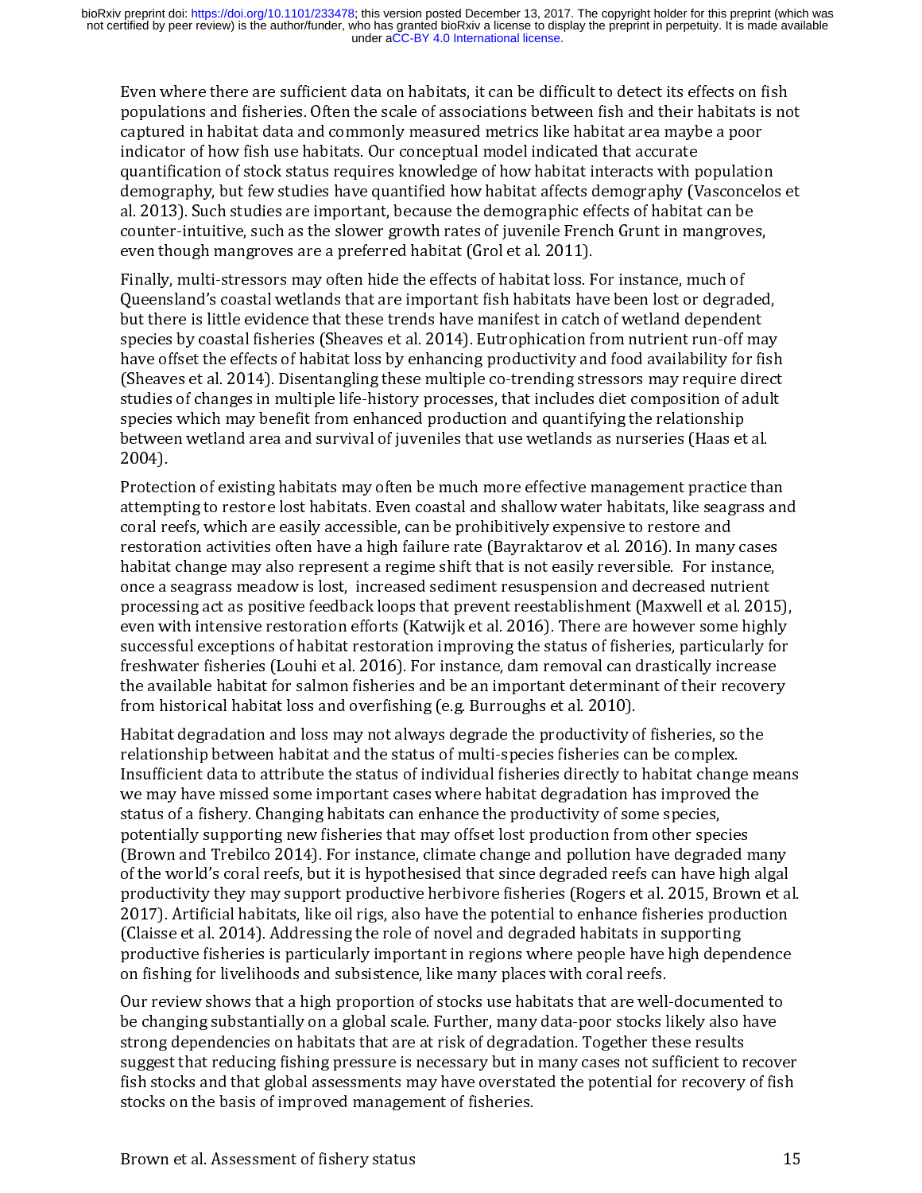Even where there are sufficient data on habitats, it can be difficult to detect its effects on fish populations and fisheries. Often the scale of associations between fish and their habitats is not captured in habitat data and commonly measured metrics like habitat area maybe a poor indicator of how fish use habitats. Our conceptual model indicated that accurate quantification of stock status requires knowledge of how habitat interacts with population demography, but few studies have quantified how habitat affects demography (Vasconcelos et al. 2013). Such studies are important, because the demographic effects of habitat can be counter-intuitive, such as the slower growth rates of juvenile French Grunt in mangroves, even though mangroves are a preferred habitat (Grol et al. 2011).

Finally, multi-stressors may often hide the effects of habitat loss. For instance, much of Queensland's coastal wetlands that are important fish habitats have been lost or degraded, but there is little evidence that these trends have manifest in catch of wetland dependent species by coastal fisheries (Sheaves et al. 2014). Eutrophication from nutrient run-off may have offset the effects of habitat loss by enhancing productivity and food availability for fish (Sheaves et al. 2014). Disentangling these multiple co-trending stressors may require direct studies of changes in multiple life-history processes, that includes diet composition of adult species which may benefit from enhanced production and quantifying the relationship between wetland area and survival of juveniles that use wetlands as nurseries (Haas et al. 2004).

Protection of existing habitats may often be much more effective management practice than attempting to restore lost habitats. Even coastal and shallow water habitats, like seagrass and coral reefs, which are easily accessible, can be prohibitively expensive to restore and restoration activities often have a high failure rate (Bayraktarov et al. 2016). In many cases habitat change may also represent a regime shift that is not easily reversible. For instance, once a seagrass meadow is lost, increased sediment resuspension and decreased nutrient processing act as positive feedback loops that prevent reestablishment (Maxwell et al. 2015), even with intensive restoration efforts (Katwijk et al. 2016). There are however some highly successful exceptions of habitat restoration improving the status of fisheries, particularly for freshwater fisheries (Louhi et al. 2016). For instance, dam removal can drastically increase the available habitat for salmon fisheries and be an important determinant of their recovery from historical habitat loss and overfishing (e.g. Burroughs et al. 2010).

Habitat degradation and loss may not always degrade the productivity of fisheries, so the relationship between habitat and the status of multi-species fisheries can be complex. Insufficient data to attribute the status of individual fisheries directly to habitat change means we may have missed some important cases where habitat degradation has improved the status of a fishery. Changing habitats can enhance the productivity of some species, potentially supporting new fisheries that may offset lost production from other species (Brown and Trebilco 2014). For instance, climate change and pollution have degraded many of the world's coral reefs, but it is hypothesised that since degraded reefs can have high algal productivity they may support productive herbivore fisheries (Rogers et al. 2015, Brown et al. 2017). Artificial habitats, like oil rigs, also have the potential to enhance fisheries production (Claisse et al. 2014). Addressing the role of novel and degraded habitats in supporting productive fisheries is particularly important in regions where people have high dependence on fishing for livelihoods and subsistence, like many places with coral reefs.

Our review shows that a high proportion of stocks use habitats that are well-documented to be changing substantially on a global scale. Further, many data-poor stocks likely also have strong dependencies on habitats that are at risk of degradation. Together these results suggest that reducing fishing pressure is necessary but in many cases not sufficient to recover fish stocks and that global assessments may have overstated the potential for recovery of fish stocks on the basis of improved management of fisheries.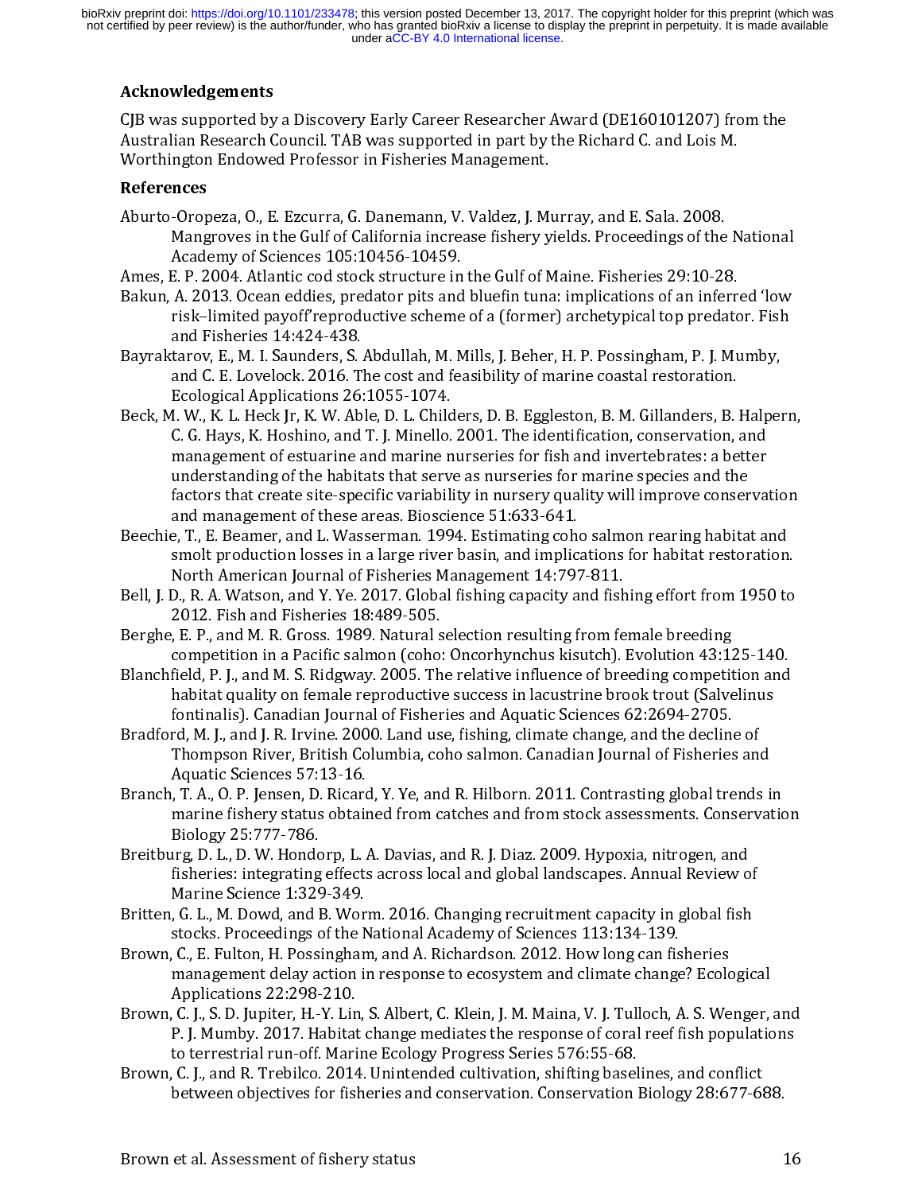### Acknowledgements

CJB was supported by a Discovery Early Career Researcher Award (DE160101207) from the Australian Research Council. TAB was supported in part by the Richard C. and Lois M. Worthington Endowed Professor in Fisheries Management.

### References

Aburto-Oropeza, O., E. Ezcurra, G. Danemann, V. Valdez, J. Murray, and E. Sala. 2008. Mangroves in the Gulf of California increase fishery yields. Proceedings of the National Academy of Sciences 105:10456-10459.

Ames, E. P. 2004. Atlantic cod stock structure in the Gulf of Maine. Fisheries 29:10-28.

Bakun, A. 2013. Ocean eddies, predator pits and bluefin tuna: implications of an inferred 'low risk–limited payoff'reproductive scheme of a (former) archetypical top predator. Fish and Fisheries 14:424-438.

Bayraktarov, E., M. I. Saunders, S. Abdullah, M. Mills, J. Beher, H. P. Possingham, P. J. Mumby, and C. E. Lovelock. 2016. The cost and feasibility of marine coastal restoration. Ecological Applications 26:1055-1074.

Beck, M. W., K. L. Heck Jr, K. W. Able, D. L. Childers, D. B. Eggleston, B. M. Gillanders, B. Halpern, C. G. Hays, K. Hoshino, and T. J. Minello. 2001. The identification, conservation, and management of estuarine and marine nurseries for fish and invertebrates: a better understanding of the habitats that serve as nurseries for marine species and the factors that create site-specific variability in nursery quality will improve conservation and management of these areas. Bioscience 51:633-641.

Beechie, T., E. Beamer, and L. Wasserman. 1994. Estimating coho salmon rearing habitat and smolt production losses in a large river basin, and implications for habitat restoration. North American Journal of Fisheries Management 14:797-811.

Bell, J. D., R. A. Watson, and Y. Ye. 2017. Global fishing capacity and fishing effort from 1950 to 2012. Fish and Fisheries 18:489-505.

Berghe, E. P., and M. R. Gross. 1989. Natural selection resulting from female breeding competition in a Pacific salmon (coho: Oncorhynchus kisutch). Evolution 43:125-140.

Blanchfield, P. J., and M. S. Ridgway. 2005. The relative influence of breeding competition and habitat quality on female reproductive success in lacustrine brook trout (Salvelinus fontinalis). Canadian Journal of Fisheries and Aquatic Sciences 62:2694-2705.

Bradford, M. J., and J. R. Irvine. 2000. Land use, fishing, climate change, and the decline of Thompson River, British Columbia, coho salmon. Canadian Journal of Fisheries and Aquatic Sciences 57:13-16.

Branch, T. A., O. P. Jensen, D. Ricard, Y. Ye, and R. Hilborn. 2011. Contrasting global trends in marine fishery status obtained from catches and from stock assessments. Conservation Biology 25:777-786.

Breitburg, D. L., D. W. Hondorp, L. A. Davias, and R. J. Diaz. 2009. Hypoxia, nitrogen, and fisheries: integrating effects across local and global landscapes. Annual Review of Marine Science 1:329-349.

Britten, G. L., M. Dowd, and B. Worm. 2016. Changing recruitment capacity in global fish stocks. Proceedings of the National Academy of Sciences 113:134-139.

Brown, C., E. Fulton, H. Possingham, and A. Richardson. 2012. How long can fisheries management delay action in response to ecosystem and climate change? Ecological Applications 22:298-210.

Brown, C. J., S. D. Jupiter, H.-Y. Lin, S. Albert, C. Klein, J. M. Maina, V. J. Tulloch, A. S. Wenger, and P. J. Mumby. 2017. Habitat change mediates the response of coral reef fish populations to terrestrial run-off. Marine Ecology Progress Series 576:55-68.

Brown, C. J., and R. Trebilco. 2014. Unintended cultivation, shifting baselines, and conflict between objectives for fisheries and conservation. Conservation Biology 28:677-688.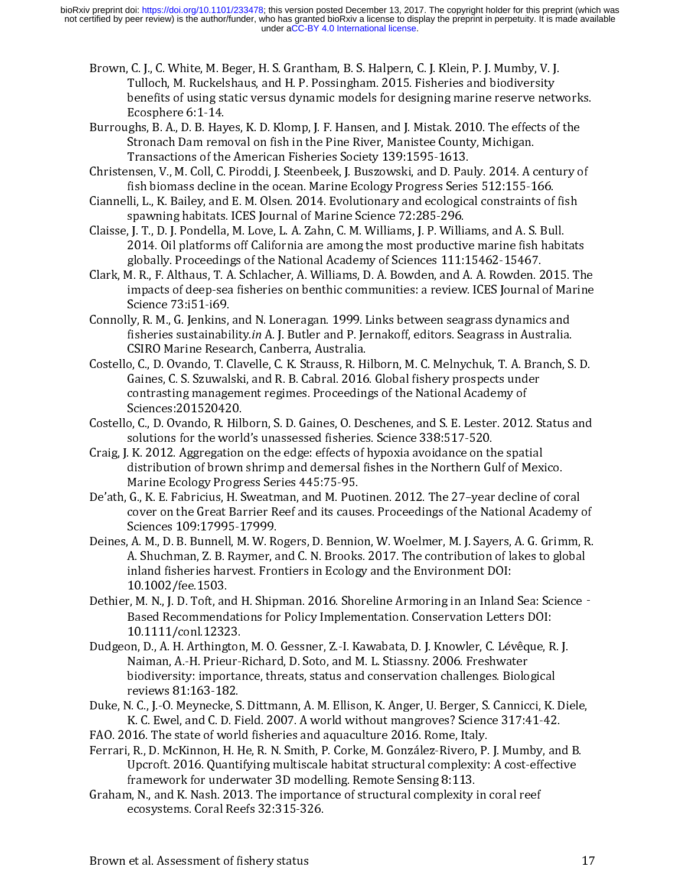Brown, C. J., C. White, M. Beger, H. S. Grantham, B. S. Halpern, C. J. Klein, P. J. Mumby, V. J. Tulloch, M. Ruckelshaus, and H. P. Possingham. 2015. Fisheries and biodiversity benefits of using static versus dynamic models for designing marine reserve networks. Ecosphere 6:1-14.

Burroughs, B. A., D. B. Hayes, K. D. Klomp, J. F. Hansen, and J. Mistak. 2010. The effects of the Stronach Dam removal on fish in the Pine River, Manistee County, Michigan. Transactions of the American Fisheries Society 139:1595-1613.

Christensen, V., M. Coll, C. Piroddi, J. Steenbeek, J. Buszowski, and D. Pauly. 2014. A century of fish biomass decline in the ocean. Marine Ecology Progress Series 512:155-166.

Ciannelli, L., K. Bailey, and E. M. Olsen. 2014. Evolutionary and ecological constraints of fish spawning habitats. ICES Journal of Marine Science 72:285-296.

Claisse, J. T., D. J. Pondella, M. Love, L. A. Zahn, C. M. Williams, J. P. Williams, and A. S. Bull. 2014. Oil platforms off California are among the most productive marine fish habitats globally. Proceedings of the National Academy of Sciences 111:15462-15467.

Clark, M. R., F. Althaus, T. A. Schlacher, A. Williams, D. A. Bowden, and A. A. Rowden. 2015. The impacts of deep-sea fisheries on benthic communities: a review. ICES Journal of Marine Science 73:i51-i69.

Connolly, R. M., G. Jenkins, and N. Loneragan. 1999. Links between seagrass dynamics and fisheries sustainability.*in* A. J. Butler and P. Jernakoff, editors. Seagrass in Australia. CSIRO Marine Research, Canberra, Australia.

Costello, C., D. Ovando, T. Clavelle, C. K. Strauss, R. Hilborn, M. C. Melnychuk, T. A. Branch, S. D. Gaines, C. S. Szuwalski, and R. B. Cabral. 2016. Global fishery prospects under contrasting management regimes. Proceedings of the National Academy of Sciences:201520420.

Costello, C., D. Ovando, R. Hilborn, S. D. Gaines, O. Deschenes, and S. E. Lester. 2012. Status and solutions for the world's unassessed fisheries. Science 338:517-520.

Craig, J. K. 2012. Aggregation on the edge: effects of hypoxia avoidance on the spatial distribution of brown shrimp and demersal fishes in the Northern Gulf of Mexico. Marine Ecology Progress Series 445:75-95.

De'ath, G., K. E. Fabricius, H. Sweatman, and M. Puotinen. 2012. The 27–year decline of coral cover on the Great Barrier Reef and its causes. Proceedings of the National Academy of Sciences 109:17995-17999.

Deines, A. M., D. B. Bunnell, M. W. Rogers, D. Bennion, W. Woelmer, M. J. Sayers, A. G. Grimm, R. A. Shuchman, Z. B. Raymer, and C. N. Brooks. 2017. The contribution of lakes to global inland fisheries harvest. Frontiers in Ecology and the Environment DOI: 10.1002/fee.1503.

Dethier, M. N., J. D. Toft, and H. Shipman. 2016. Shoreline Armoring in an Inland Sea: Science - Based Recommendations for Policy Implementation. Conservation Letters DOI: 10.1111/conl.12323.

Dudgeon, D., A. H. Arthington, M. O. Gessner, Z.-I. Kawabata, D. J. Knowler, C. Lévêque, R. J. Naiman, A.-H. Prieur-Richard, D. Soto, and M. L. Stiassny. 2006. Freshwater biodiversity: importance, threats, status and conservation challenges. Biological reviews 81:163-182.

Duke, N. C., J.-O. Meynecke, S. Dittmann, A. M. Ellison, K. Anger, U. Berger, S. Cannicci, K. Diele, K. C. Ewel, and C. D. Field. 2007. A world without mangroves? Science 317:41-42.

FAO. 2016. The state of world fisheries and aquaculture 2016. Rome, Italy.

Ferrari, R., D. McKinnon, H. He, R. N. Smith, P. Corke, M. González-Rivero, P. J. Mumby, and B. Upcroft. 2016. Quantifying multiscale habitat structural complexity: A cost-effective framework for underwater 3D modelling. Remote Sensing 8:113.

Graham, N., and K. Nash. 2013. The importance of structural complexity in coral reef ecosystems. Coral Reefs 32:315-326.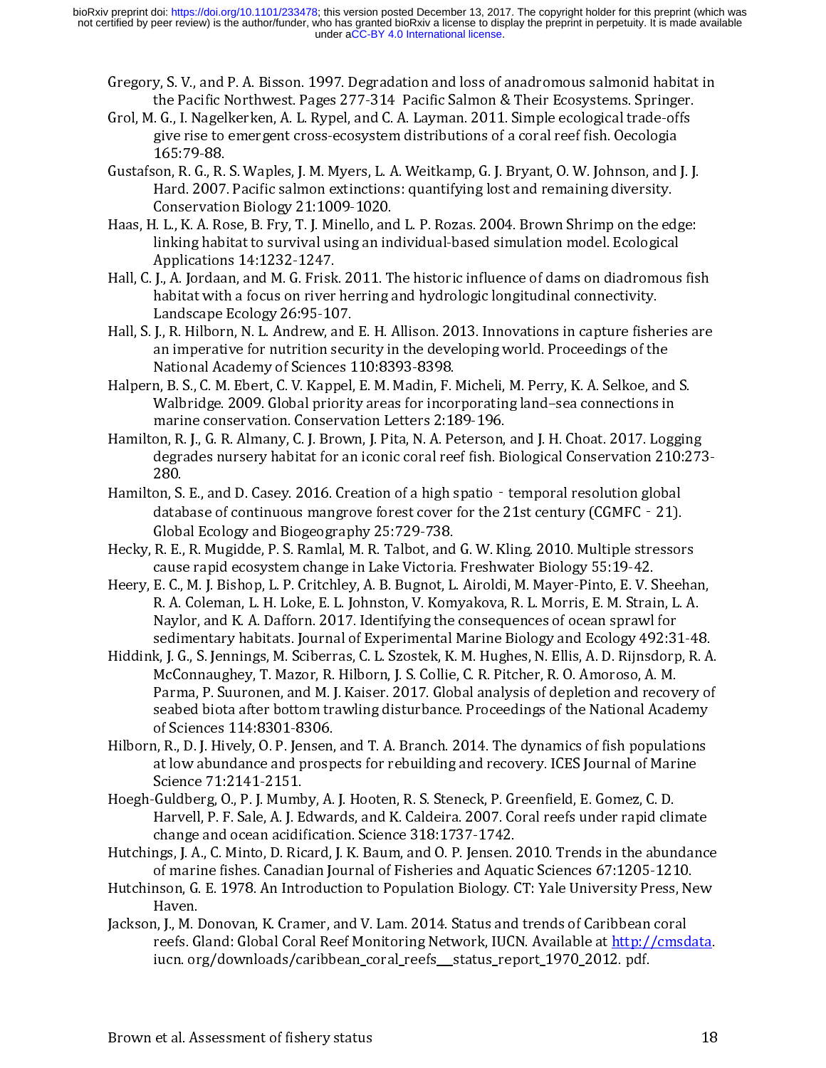Gregory, S. V., and P. A. Bisson. 1997. Degradation and loss of anadromous salmonid habitat in the Pacific Northwest. Pages 277-314 Pacific Salmon & Their Ecosystems. Springer.

Grol, M. G., I. Nagelkerken, A. L. Rypel, and C. A. Layman. 2011. Simple ecological trade-offs give rise to emergent cross-ecosystem distributions of a coral reef fish. Oecologia 165:79-88.

Gustafson, R. G., R. S. Waples, J. M. Myers, L. A. Weitkamp, G. J. Bryant, O. W. Johnson, and J. J. Hard. 2007. Pacific salmon extinctions: quantifying lost and remaining diversity. Conservation Biology 21:1009-1020.

Haas, H. L., K. A. Rose, B. Fry, T. J. Minello, and L. P. Rozas. 2004. Brown Shrimp on the edge: linking habitat to survival using an individual-based simulation model. Ecological Applications 14:1232-1247.

Hall, C. J., A. Jordaan, and M. G. Frisk. 2011. The historic influence of dams on diadromous fish habitat with a focus on river herring and hydrologic longitudinal connectivity. Landscape Ecology 26:95-107.

Hall, S. J., R. Hilborn, N. L. Andrew, and E. H. Allison. 2013. Innovations in capture fisheries are an imperative for nutrition security in the developing world. Proceedings of the National Academy of Sciences 110:8393-8398.

Halpern, B. S., C. M. Ebert, C. V. Kappel, E. M. Madin, F. Micheli, M. Perry, K. A. Selkoe, and S. Walbridge. 2009. Global priority areas for incorporating land–sea connections in marine conservation. Conservation Letters 2:189-196.

Hamilton, R. J., G. R. Almany, C. J. Brown, J. Pita, N. A. Peterson, and J. H. Choat. 2017. Logging degrades nursery habitat for an iconic coral reef fish. Biological Conservation 210:273-280.

Hamilton, S. E., and D. Casey. 2016. Creation of a high spatio‐temporal resolution global database of continuous mangrove forest cover for the 21st century (CGMFC‐21). Global Ecology and Biogeography 25:729-738.

Hecky, R. E., R. Mugidde, P. S. Ramlal, M. R. Talbot, and G. W. Kling. 2010. Multiple stressors cause rapid ecosystem change in Lake Victoria. Freshwater Biology 55:19-42.

Heery, E. C., M. J. Bishop, L. P. Critchley, A. B. Bugnot, L. Airoldi, M. Mayer-Pinto, E. V. Sheehan, R. A. Coleman, L. H. Loke, E. L. Johnston, V. Komyakova, R. L. Morris, E. M. Strain, L. A. Naylor, and K. A. Dafforn. 2017. Identifying the consequences of ocean sprawl for sedimentary habitats. Journal of Experimental Marine Biology and Ecology 492:31-48.

Hiddink, J. G., S. Jennings, M. Sciberras, C. L. Szostek, K. M. Hughes, N. Ellis, A. D. Rijnsdorp, R. A. McConnaughey, T. Mazor, R. Hilborn, J. S. Collie, C. R. Pitcher, R. O. Amoroso, A. M. Parma, P. Suuronen, and M. J. Kaiser. 2017. Global analysis of depletion and recovery of seabed biota after bottom trawling disturbance. Proceedings of the National Academy of Sciences 114:8301-8306.

Hilborn, R., D. J. Hively, O. P. Jensen, and T. A. Branch. 2014. The dynamics of fish populations at low abundance and prospects for rebuilding and recovery. ICES Journal of Marine Science 71:2141-2151.

Hoegh-Guldberg, O., P. J. Mumby, A. J. Hooten, R. S. Steneck, P. Greenfield, E. Gomez, C. D. Harvell, P. F. Sale, A. J. Edwards, and K. Caldeira. 2007. Coral reefs under rapid climate change and ocean acidification. Science 318:1737-1742.

Hutchings, J. A., C. Minto, D. Ricard, J. K. Baum, and O. P. Jensen. 2010. Trends in the abundance of marine fishes. Canadian Journal of Fisheries and Aquatic Sciences 67:1205-1210.

Hutchinson, G. E. 1978. An Introduction to Population Biology. CT: Yale University Press, New Haven.

Jackson, J., M. Donovan, K. Cramer, and V. Lam. 2014. Status and trends of Caribbean coral reefs. Gland: Global Coral Reef Monitoring Network, IUCN. Available at http://cmsdata.iucn.org/downloads/caribbean_coral_reefs___status_report_1970_2012.pdf.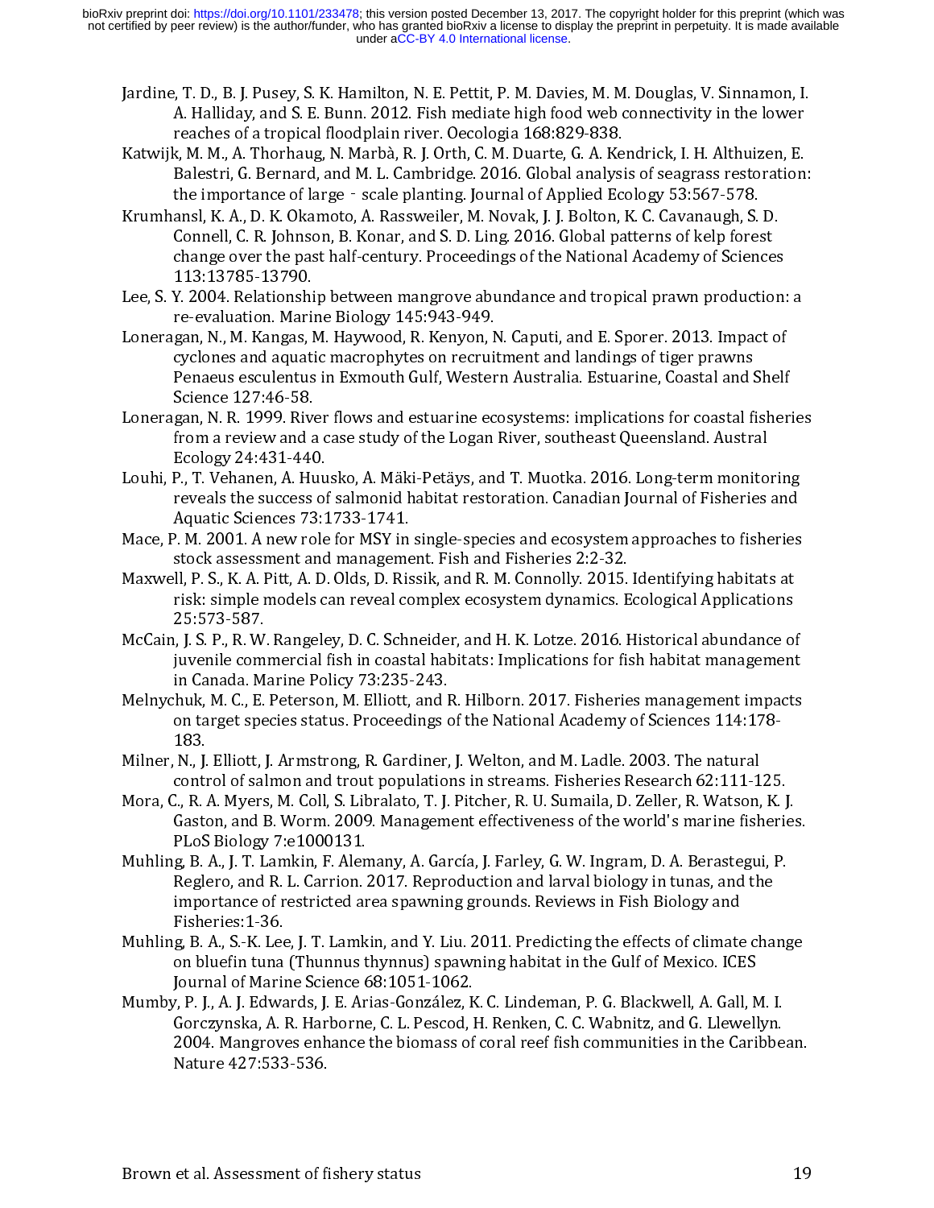Jardine, T. D., B. J. Pusey, S. K. Hamilton, N. E. Pettit, P. M. Davies, M. M. Douglas, V. Sinnamon, I. A. Halliday, and S. E. Bunn. 2012. Fish mediate high food web connectivity in the lower reaches of a tropical floodplain river. Oecologia 168:829-838.

Katwijk, M. M., A. Thorhaug, N. Marbà, R. J. Orth, C. M. Duarte, G. A. Kendrick, I. H. Althuizen, E. Balestri, G. Bernard, and M. L. Cambridge. 2016. Global analysis of seagrass restoration: the importance of large‐scale planting. Journal of Applied Ecology 53:567-578.

Krumhansl, K. A., D. K. Okamoto, A. Rassweiler, M. Novak, J. J. Bolton, K. C. Cavanaugh, S. D. Connell, C. R. Johnson, B. Konar, and S. D. Ling. 2016. Global patterns of kelp forest change over the past half-century. Proceedings of the National Academy of Sciences 113:13785-13790.

Lee, S. Y. 2004. Relationship between mangrove abundance and tropical prawn production: a re-evaluation. Marine Biology 145:943-949.

Loneragan, N., M. Kangas, M. Haywood, R. Kenyon, N. Caputi, and E. Sporer. 2013. Impact of cyclones and aquatic macrophytes on recruitment and landings of tiger prawns Penaeus esculentus in Exmouth Gulf, Western Australia. Estuarine, Coastal and Shelf Science 127:46-58.

Loneragan, N. R. 1999. River flows and estuarine ecosystems: implications for coastal fisheries from a review and a case study of the Logan River, southeast Queensland. Austral Ecology 24:431-440.

Louhi, P., T. Vehanen, A. Huusko, A. Mäki-Petäys, and T. Muotka. 2016. Long-term monitoring reveals the success of salmonid habitat restoration. Canadian Journal of Fisheries and Aquatic Sciences 73:1733-1741.

Mace, P. M. 2001. A new role for MSY in single-species and ecosystem approaches to fisheries stock assessment and management. Fish and Fisheries 2:2-32.

Maxwell, P. S., K. A. Pitt, A. D. Olds, D. Rissik, and R. M. Connolly. 2015. Identifying habitats at risk: simple models can reveal complex ecosystem dynamics. Ecological Applications 25:573-587.

McCain, J. S. P., R. W. Rangeley, D. C. Schneider, and H. K. Lotze. 2016. Historical abundance of juvenile commercial fish in coastal habitats: Implications for fish habitat management in Canada. Marine Policy 73:235-243.

Melnychuk, M. C., E. Peterson, M. Elliott, and R. Hilborn. 2017. Fisheries management impacts on target species status. Proceedings of the National Academy of Sciences 114:178-183.

Milner, N., J. Elliott, J. Armstrong, R. Gardiner, J. Welton, and M. Ladle. 2003. The natural control of salmon and trout populations in streams. Fisheries Research 62:111-125.

Mora, C., R. A. Myers, M. Coll, S. Libralato, T. J. Pitcher, R. U. Sumaila, D. Zeller, R. Watson, K. J. Gaston, and B. Worm. 2009. Management effectiveness of the world's marine fisheries. PLoS Biology 7:e1000131.

Muhling, B. A., J. T. Lamkin, F. Alemany, A. García, J. Farley, G. W. Ingram, D. A. Berastegui, P. Reglero, and R. L. Carrion. 2017. Reproduction and larval biology in tunas, and the importance of restricted area spawning grounds. Reviews in Fish Biology and Fisheries:1-36.

Muhling, B. A., S.-K. Lee, J. T. Lamkin, and Y. Liu. 2011. Predicting the effects of climate change on bluefin tuna (Thunnus thynnus) spawning habitat in the Gulf of Mexico. ICES Journal of Marine Science 68:1051-1062.

Mumby, P. J., A. J. Edwards, J. E. Arias-González, K. C. Lindeman, P. G. Blackwell, A. Gall, M. I. Gorczynska, A. R. Harborne, C. L. Pescod, H. Renken, C. C. Wabnitz, and G. Llewellyn. 2004. Mangroves enhance the biomass of coral reef fish communities in the Caribbean. Nature 427:533-536.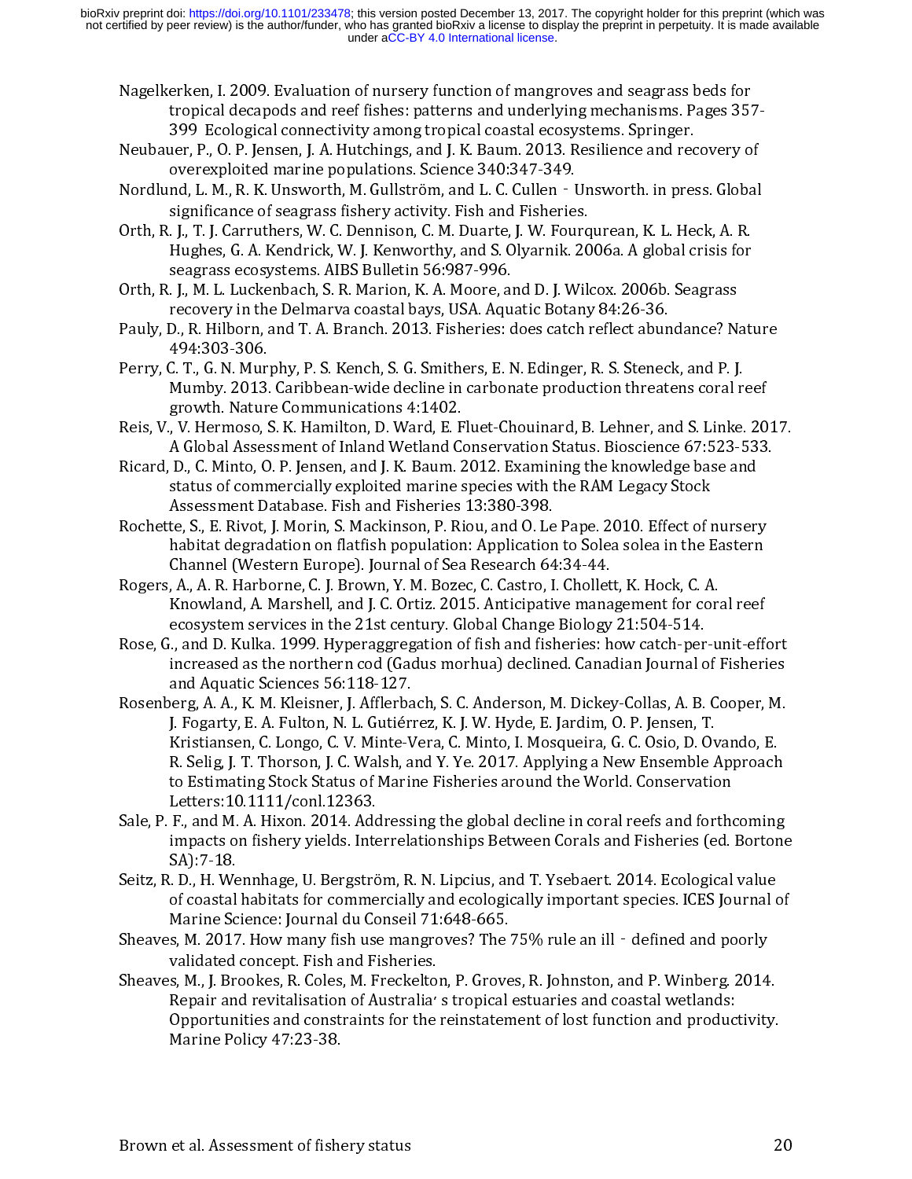Nagelkerken, I. 2009. Evaluation of nursery function of mangroves and seagrass beds for tropical decapods and reef fishes: patterns and underlying mechanisms. Pages 357-399 Ecological connectivity among tropical coastal ecosystems. Springer.

Neubauer, P., O. P. Jensen, J. A. Hutchings, and J. K. Baum. 2013. Resilience and recovery of overexploited marine populations. Science 340:347-349.

Nordlund, L. M., R. K. Unsworth, M. Gullström, and L. C. Cullen‐Unsworth. in press. Global significance of seagrass fishery activity. Fish and Fisheries.

Orth, R. J., T. J. Carruthers, W. C. Dennison, C. M. Duarte, J. W. Fourqurean, K. L. Heck, A. R. Hughes, G. A. Kendrick, W. J. Kenworthy, and S. Olyarnik. 2006a. A global crisis for seagrass ecosystems. AIBS Bulletin 56:987-996.

Orth, R. J., M. L. Luckenbach, S. R. Marion, K. A. Moore, and D. J. Wilcox. 2006b. Seagrass recovery in the Delmarva coastal bays, USA. Aquatic Botany 84:26-36.

Pauly, D., R. Hilborn, and T. A. Branch. 2013. Fisheries: does catch reflect abundance? Nature 494:303-306.

Perry, C. T., G. N. Murphy, P. S. Kench, S. G. Smithers, E. N. Edinger, R. S. Steneck, and P. J. Mumby. 2013. Caribbean-wide decline in carbonate production threatens coral reef growth. Nature Communications 4:1402.

Reis, V., V. Hermoso, S. K. Hamilton, D. Ward, E. Fluet-Chouinard, B. Lehner, and S. Linke. 2017. A Global Assessment of Inland Wetland Conservation Status. Bioscience 67:523-533.

Ricard, D., C. Minto, O. P. Jensen, and J. K. Baum. 2012. Examining the knowledge base and status of commercially exploited marine species with the RAM Legacy Stock Assessment Database. Fish and Fisheries 13:380-398.

Rochette, S., E. Rivot, J. Morin, S. Mackinson, P. Riou, and O. Le Pape. 2010. Effect of nursery habitat degradation on flatfish population: Application to Solea solea in the Eastern Channel (Western Europe). Journal of Sea Research 64:34-44.

Rogers, A., A. R. Harborne, C. J. Brown, Y. M. Bozec, C. Castro, I. Chollett, K. Hock, C. A. Knowland, A. Marshell, and J. C. Ortiz. 2015. Anticipative management for coral reef ecosystem services in the 21st century. Global Change Biology 21:504-514.

Rose, G., and D. Kulka. 1999. Hyperaggregation of fish and fisheries: how catch-per-unit-effort increased as the northern cod (Gadus morhua) declined. Canadian Journal of Fisheries and Aquatic Sciences 56:118-127.

Rosenberg, A. A., K. M. Kleisner, J. Afflerbach, S. C. Anderson, M. Dickey-Collas, A. B. Cooper, M. J. Fogarty, E. A. Fulton, N. L. Gutiérrez, K. J. W. Hyde, E. Jardim, O. P. Jensen, T. Kristiansen, C. Longo, C. V. Minte-Vera, C. Minto, I. Mosqueira, G. C. Osio, D. Ovando, E. R. Selig, J. T. Thorson, J. C. Walsh, and Y. Ye. 2017. Applying a New Ensemble Approach to Estimating Stock Status of Marine Fisheries around the World. Conservation Letters:10.1111/conl.12363.

Sale, P. F., and M. A. Hixon. 2014. Addressing the global decline in coral reefs and forthcoming impacts on fishery yields. Interrelationships Between Corals and Fisheries (ed. Bortone SA):7-18.

Seitz, R. D., H. Wennhage, U. Bergström, R. N. Lipcius, and T. Ysebaert. 2014. Ecological value of coastal habitats for commercially and ecologically important species. ICES Journal of Marine Science: Journal du Conseil 71:648-665.

Sheaves, M. 2017. How many fish use mangroves? The 75% rule an ill‐defined and poorly validated concept. Fish and Fisheries.

Sheaves, M., J. Brookes, R. Coles, M. Freckelton, P. Groves, R. Johnston, and P. Winberg. 2014. Repair and revitalisation of Australia' s tropical estuaries and coastal wetlands: Opportunities and constraints for the reinstatement of lost function and productivity. Marine Policy 47:23-38.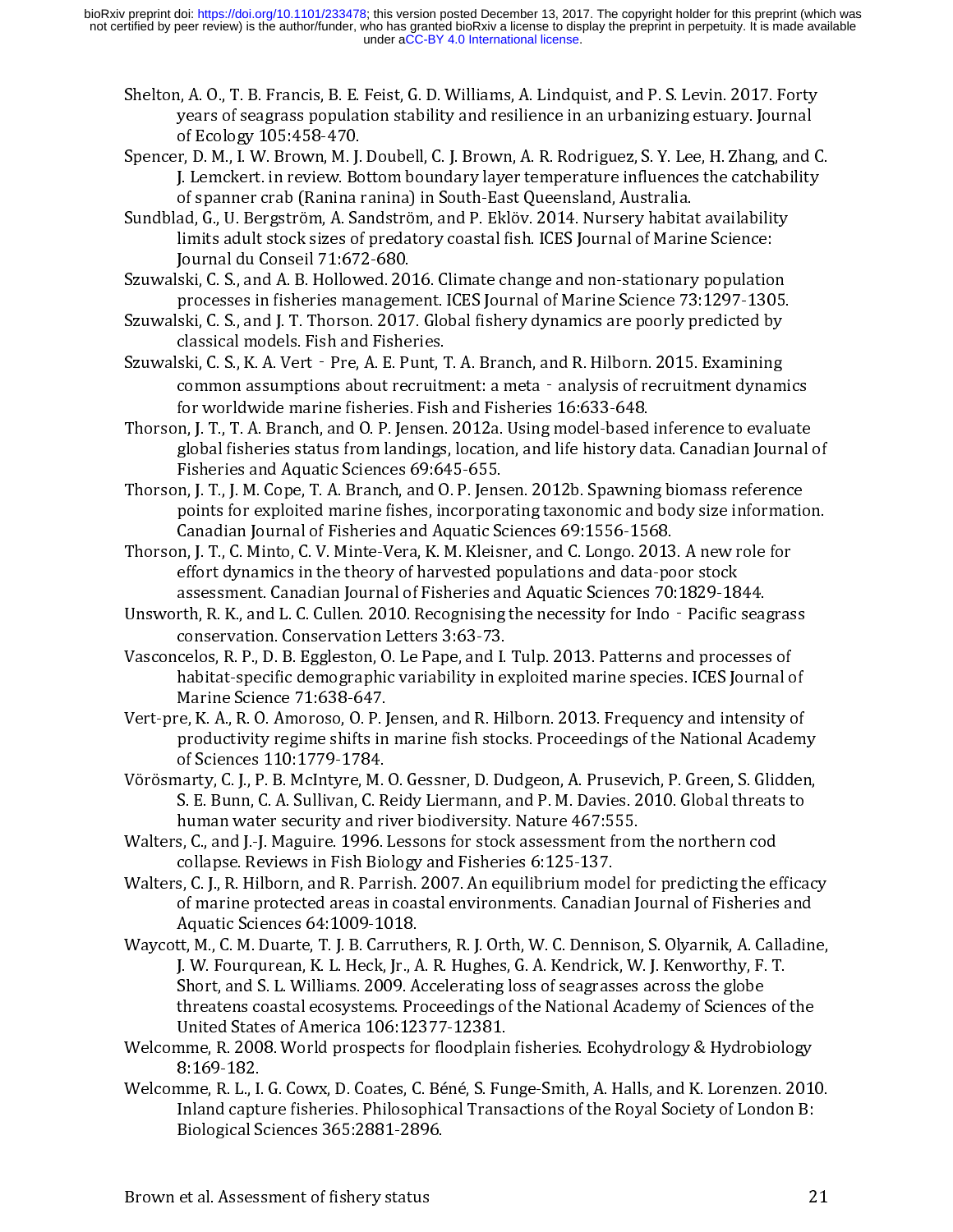Shelton, A. O., T. B. Francis, B. E. Feist, G. D. Williams, A. Lindquist, and P. S. Levin. 2017. Forty years of seagrass population stability and resilience in an urbanizing estuary. Journal of Ecology 105:458-470.

Spencer, D. M., I. W. Brown, M. J. Doubell, C. J. Brown, A. R. Rodriguez, S. Y. Lee, H. Zhang, and C. J. Lemckert. in review. Bottom boundary layer temperature influences the catchability of spanner crab (Ranina ranina) in South-East Queensland, Australia.

Sundblad, G., U. Bergström, A. Sandström, and P. Eklöv. 2014. Nursery habitat availability limits adult stock sizes of predatory coastal fish. ICES Journal of Marine Science: Journal du Conseil 71:672-680.

Szuwalski, C. S., and A. B. Hollowed. 2016. Climate change and non-stationary population processes in fisheries management. ICES Journal of Marine Science 73:1297-1305.

Szuwalski, C. S., and J. T. Thorson. 2017. Global fishery dynamics are poorly predicted by classical models. Fish and Fisheries.

Szuwalski, C. S., K. A. Vert‐Pre, A. E. Punt, T. A. Branch, and R. Hilborn. 2015. Examining common assumptions about recruitment: a meta‐analysis of recruitment dynamics for worldwide marine fisheries. Fish and Fisheries 16:633-648.

Thorson, J. T., T. A. Branch, and O. P. Jensen. 2012a. Using model-based inference to evaluate global fisheries status from landings, location, and life history data. Canadian Journal of Fisheries and Aquatic Sciences 69:645-655.

Thorson, J. T., J. M. Cope, T. A. Branch, and O. P. Jensen. 2012b. Spawning biomass reference points for exploited marine fishes, incorporating taxonomic and body size information. Canadian Journal of Fisheries and Aquatic Sciences 69:1556-1568.

Thorson, J. T., C. Minto, C. V. Minte-Vera, K. M. Kleisner, and C. Longo. 2013. A new role for effort dynamics in the theory of harvested populations and data-poor stock assessment. Canadian Journal of Fisheries and Aquatic Sciences 70:1829-1844.

Unsworth, R. K., and L. C. Cullen. 2010. Recognising the necessity for Indo‐Pacific seagrass conservation. Conservation Letters 3:63-73.

Vasconcelos, R. P., D. B. Eggleston, O. Le Pape, and I. Tulp. 2013. Patterns and processes of habitat-specific demographic variability in exploited marine species. ICES Journal of Marine Science 71:638-647.

Vert-pre, K. A., R. O. Amoroso, O. P. Jensen, and R. Hilborn. 2013. Frequency and intensity of productivity regime shifts in marine fish stocks. Proceedings of the National Academy of Sciences 110:1779-1784.

Vörösmarty, C. J., P. B. McIntyre, M. O. Gessner, D. Dudgeon, A. Prusevich, P. Green, S. Glidden, S. E. Bunn, C. A. Sullivan, C. Reidy Liermann, and P. M. Davies. 2010. Global threats to human water security and river biodiversity. Nature 467:555.

Walters, C., and J.-J. Maguire. 1996. Lessons for stock assessment from the northern cod collapse. Reviews in Fish Biology and Fisheries 6:125-137.

Walters, C. J., R. Hilborn, and R. Parrish. 2007. An equilibrium model for predicting the efficacy of marine protected areas in coastal environments. Canadian Journal of Fisheries and Aquatic Sciences 64:1009-1018.

Waycott, M., C. M. Duarte, T. J. B. Carruthers, R. J. Orth, W. C. Dennison, S. Olyarnik, A. Calladine, J. W. Fourqurean, K. L. Heck, Jr., A. R. Hughes, G. A. Kendrick, W. J. Kenworthy, F. T. Short, and S. L. Williams. 2009. Accelerating loss of seagrasses across the globe threatens coastal ecosystems. Proceedings of the National Academy of Sciences of the United States of America 106:12377-12381.

Welcomme, R. 2008. World prospects for floodplain fisheries. Ecohydrology & Hydrobiology 8:169-182.

Welcomme, R. L., I. G. Cowx, D. Coates, C. Béné, S. Funge-Smith, A. Halls, and K. Lorenzen. 2010. Inland capture fisheries. Philosophical Transactions of the Royal Society of London B: Biological Sciences 365:2881-2896.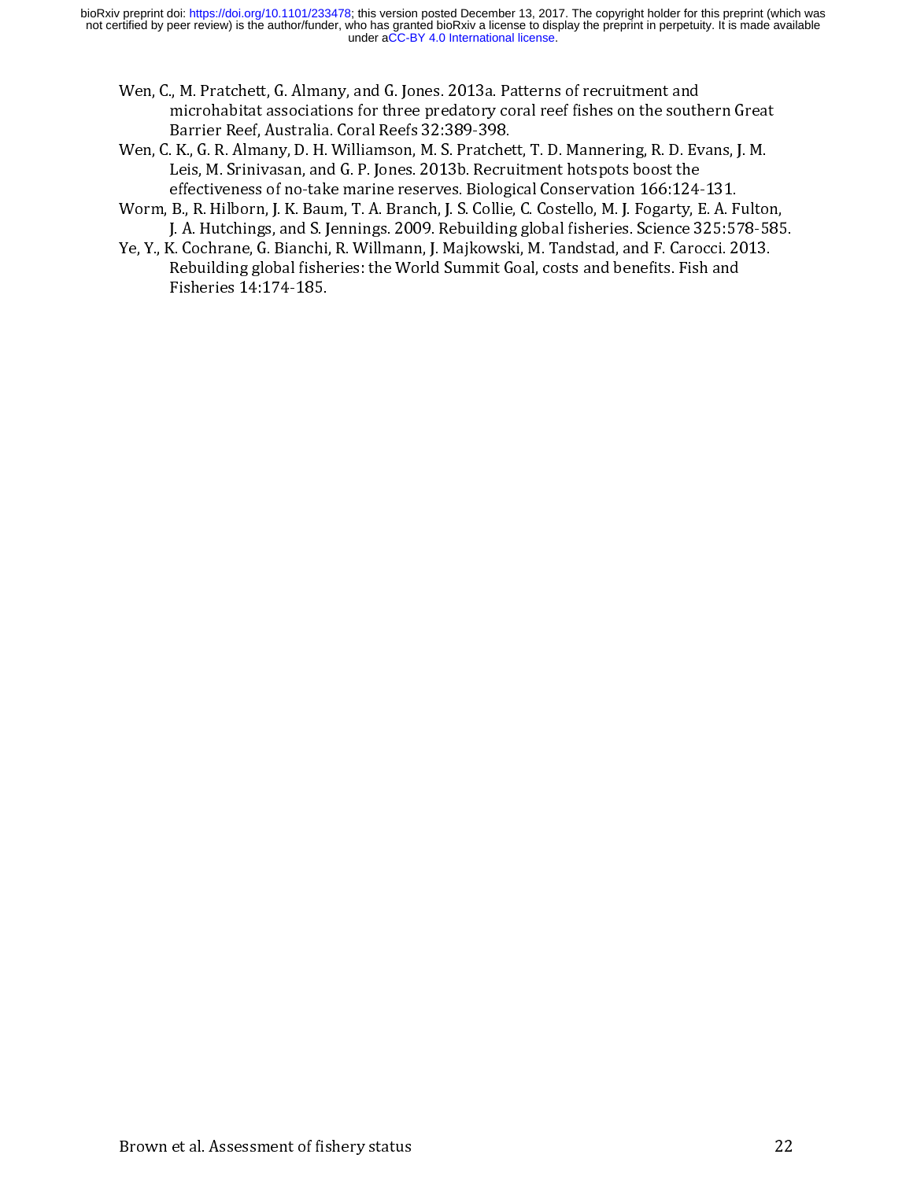Wen, C., M. Pratchett, G. Almany, and G. Jones. 2013a. Patterns of recruitment and microhabitat associations for three predatory coral reef fishes on the southern Great Barrier Reef, Australia. Coral Reefs 32:389-398.

Wen, C. K., G. R. Almany, D. H. Williamson, M. S. Pratchett, T. D. Mannering, R. D. Evans, J. M. Leis, M. Srinivasan, and G. P. Jones. 2013b. Recruitment hotspots boost the effectiveness of no-take marine reserves. Biological Conservation 166:124-131.

Worm, B., R. Hilborn, J. K. Baum, T. A. Branch, J. S. Collie, C. Costello, M. J. Fogarty, E. A. Fulton, J. A. Hutchings, and S. Jennings. 2009. Rebuilding global fisheries. Science 325:578-585.

Ye, Y., K. Cochrane, G. Bianchi, R. Willmann, J. Majkowski, M. Tandstad, and F. Carocci. 2013. Rebuilding global fisheries: the World Summit Goal, costs and benefits. Fish and Fisheries 14:174-185.